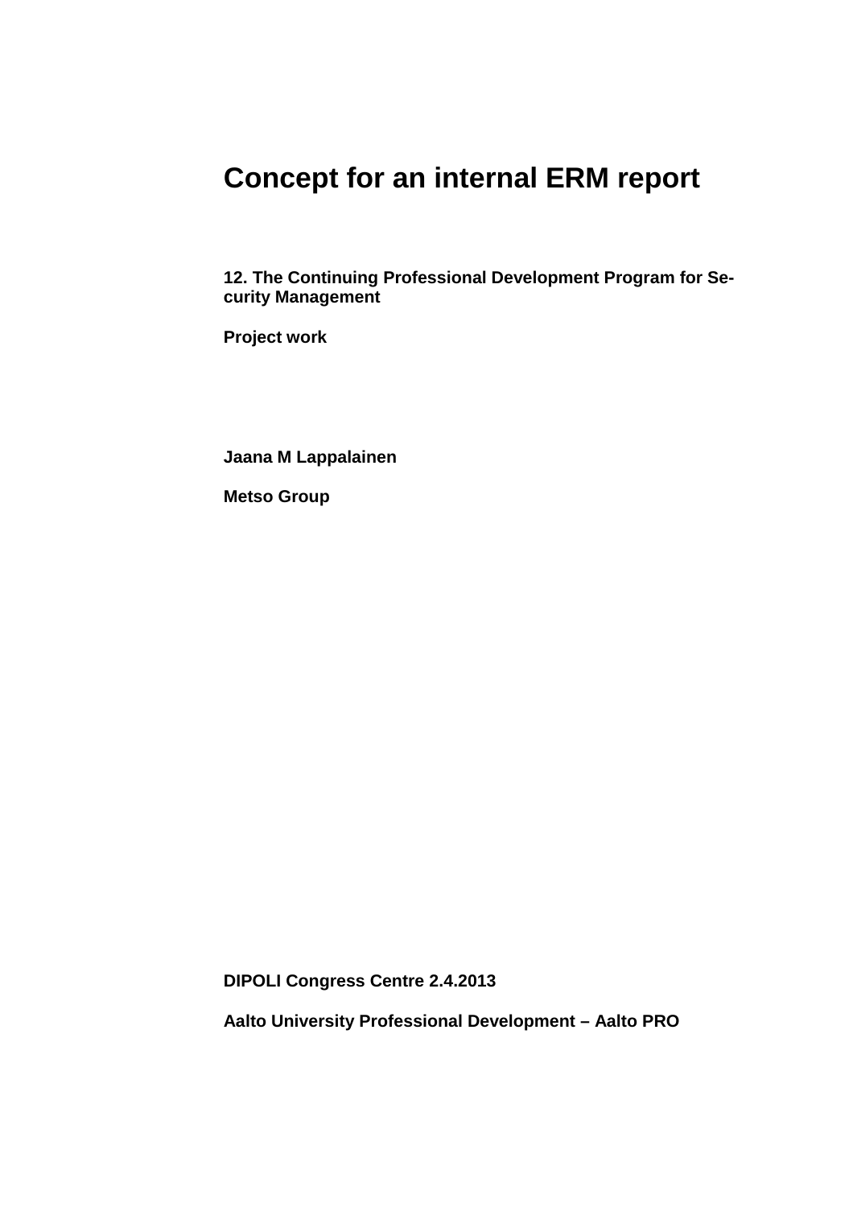# Concept for an internal ERM report

**12. The Continuing Professional Development Program for Security Management**

**Project work**

**Jaana M Lappalainen**

**Metso Group**

**DIPOLI Congress Centre 2.4.2013**

**Aalto University Professional Development – Aalto PRO**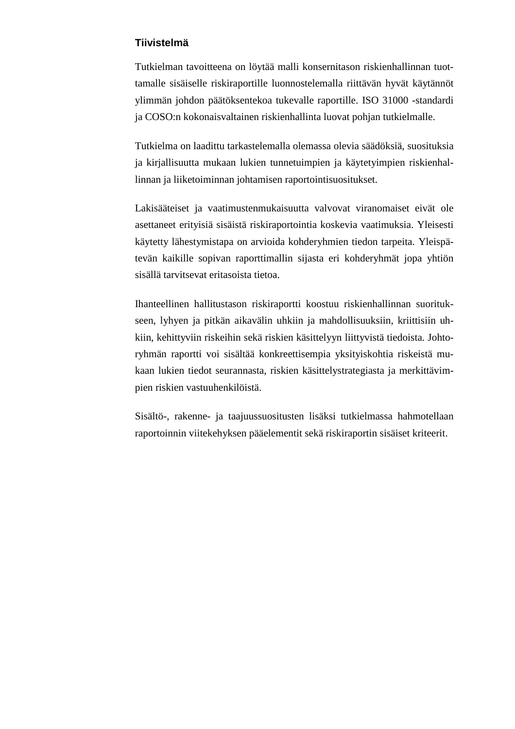## Tiivistelmä

Tutkielman tavoitteena on löytää malli konsernitason riskienhallinnan tuottamalle sisäiselle riskiraportille luonnostelemalla riittävän hyvät käytännöt ylimmän johdon päätöksentekoa tukevalle raportille. ISO 31000 -standardi ja COSO:n kokonaisvaltainen riskienhallinta luovat pohjan tutkielmalle.

Tutkielma on laadittu tarkastelemalla olemassa olevia säädöksiä, suosituksia ja kirjallisuutta mukaan lukien tunnetuimpien ja käytetyimpien riskienhallinnan ja liiketoiminnan johtamisen raportointisuositukset.

Lakisääteiset ja vaatimustenmukaisuutta valvovat viranomaiset eivät ole asettaneet erityisiä sisäistä riskiraportointia koskevia vaatimuksia. Yleisesti käytetty lähestymistapa on arvioida kohderyhmien tiedon tarpeita. Yleispätevän kaikille sopivan raporttimallin sijasta eri kohderyhmät jopa yhtiön sisällä tarvitsevat eritasoista tietoa.

Ihanteellinen hallitustason riskiraportti koostuu riskienhallinnan suoritukseen, lyhyen ja pitkän aikavälin uhkiin ja mahdollisuuksiin, kriittisiin uhkiin, kehittyviin riskeihin sekä riskien käsittelyyn liittyvistä tiedoista. Johtoryhmän raportti voi sisältää konkreettisempia yksityiskohtia riskeistä mukaan lukien tiedot seurannasta, riskien käsittelystrategiasta ja merkittävimpien riskien vastuuhenkilöistä.

Sisältö-, rakenne- ja taajuussuositusten lisäksi tutkielmassa hahmotellaan raportoinnin viitekehyksen pääelementit sekä riskiraportin sisäiset kriteerit.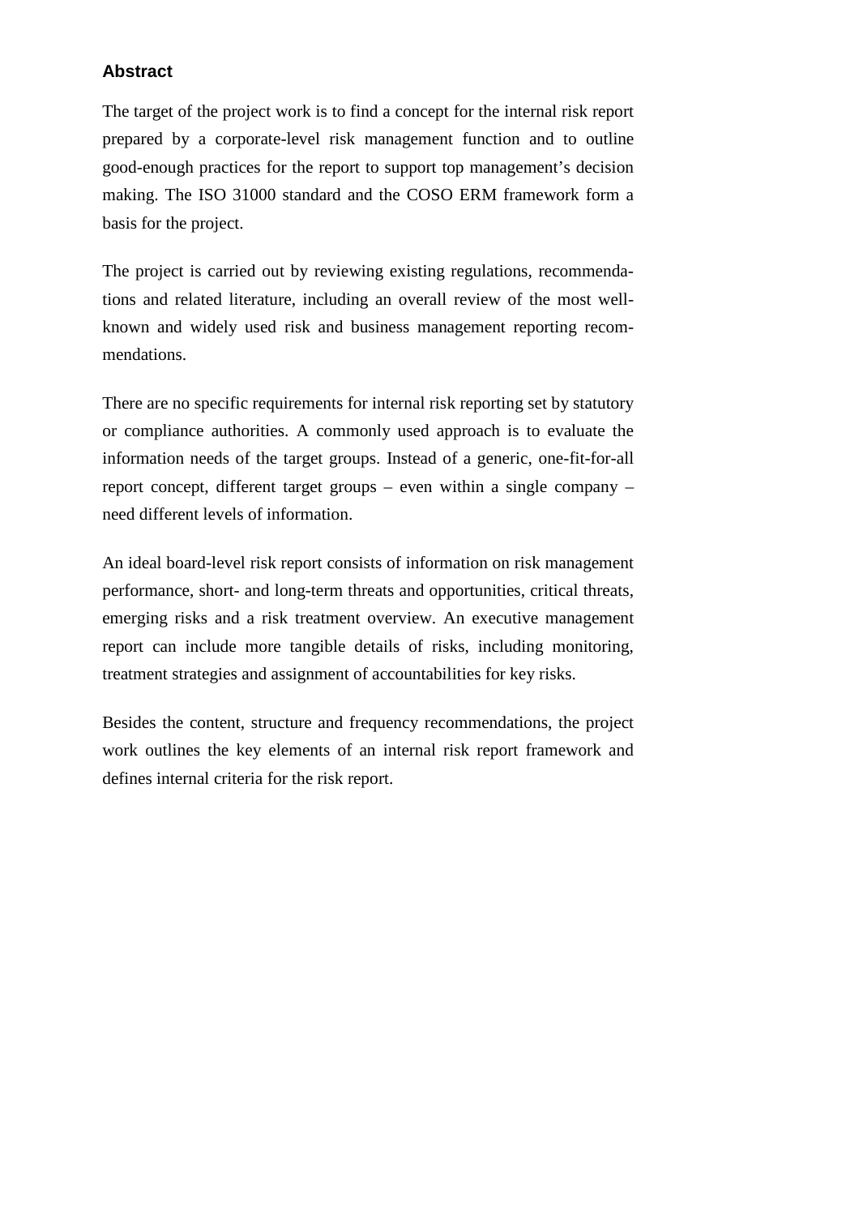## Abstract

The target of the project work is to find a concept for the internal risk report prepared by a corporate-level risk management function and to outline good-enough practices for the report to support top management's decision making. The ISO 31000 standard and the COSO ERM framework form a basis for the project.

The project is carried out by reviewing existing regulations, recommendations and related literature, including an overall review of the most well-known and widely used risk and business management reporting recommendations.

There are no specific requirements for internal risk reporting set by statutory or compliance authorities. A commonly used approach is to evaluate the information needs of the target groups. Instead of a generic, one-fit-for-all report concept, different target groups – even within a single company – need different levels of information.

An ideal board-level risk report consists of information on risk management performance, short- and long-term threats and opportunities, critical threats, emerging risks and a risk treatment overview. An executive management report can include more tangible details of risks, including monitoring, treatment strategies and assignment of accountabilities for key risks.

Besides the content, structure and frequency recommendations, the project work outlines the key elements of an internal risk report framework and defines internal criteria for the risk report.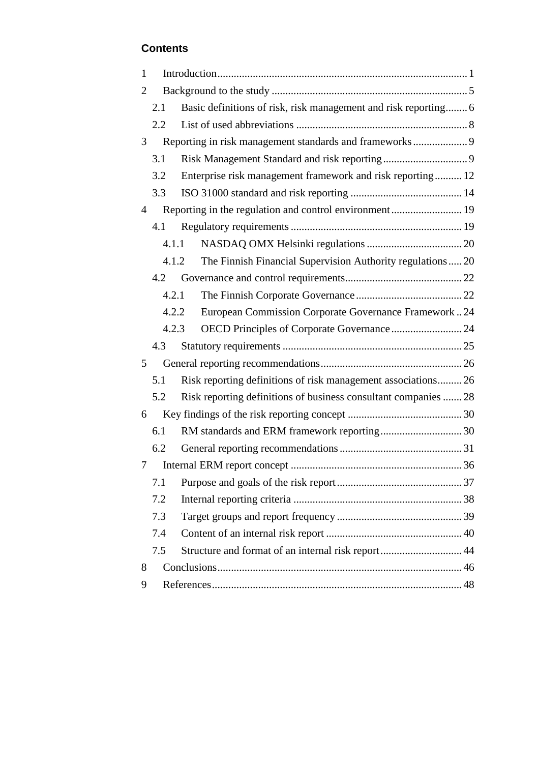# Contents

1 Introduction ........................................................................................ 1

2 Background to the study ....................................................................... 5

  2.1 Basic definitions of risk, risk management and risk reporting ........ 6

  2.2 List of used abbreviations ............................................................... 8

3 Reporting in risk management standards and frameworks .................... 9

  3.1 Risk Management Standard and risk reporting ............................... 9

  3.2 Enterprise risk management framework and risk reporting .......... 12

  3.3 ISO 31000 standard and risk reporting ......................................... 14

4 Reporting in the regulation and control environment .......................... 19

  4.1 Regulatory requirements ............................................................... 19

    4.1.1 NASDAQ OMX Helsinki regulations ................................... 20

    4.1.2 The Finnish Financial Supervision Authority regulations ..... 20

  4.2 Governance and control requirements ........................................... 22

    4.2.1 The Finnish Corporate Governance ....................................... 22

    4.2.2 European Commission Corporate Governance Framework .. 24

    4.2.3 OECD Principles of Corporate Governance .......................... 24

  4.3 Statutory requirements .................................................................. 25

5 General reporting recommendations .................................................... 26

  5.1 Risk reporting definitions of risk management associations ......... 26

  5.2 Risk reporting definitions of business consultant companies ....... 28

6 Key findings of the risk reporting concept .......................................... 30

  6.1 RM standards and ERM framework reporting .............................. 30

  6.2 General reporting recommendations ............................................. 31

7 Internal ERM report concept ............................................................... 36

  7.1 Purpose and goals of the risk report .............................................. 37

  7.2 Internal reporting criteria .............................................................. 38

  7.3 Target groups and report frequency .............................................. 39

  7.4 Content of an internal risk report .................................................. 40

  7.5 Structure and format of an internal risk report .............................. 44

8 Conclusions ......................................................................................... 46

9 References ............................................................................................ 48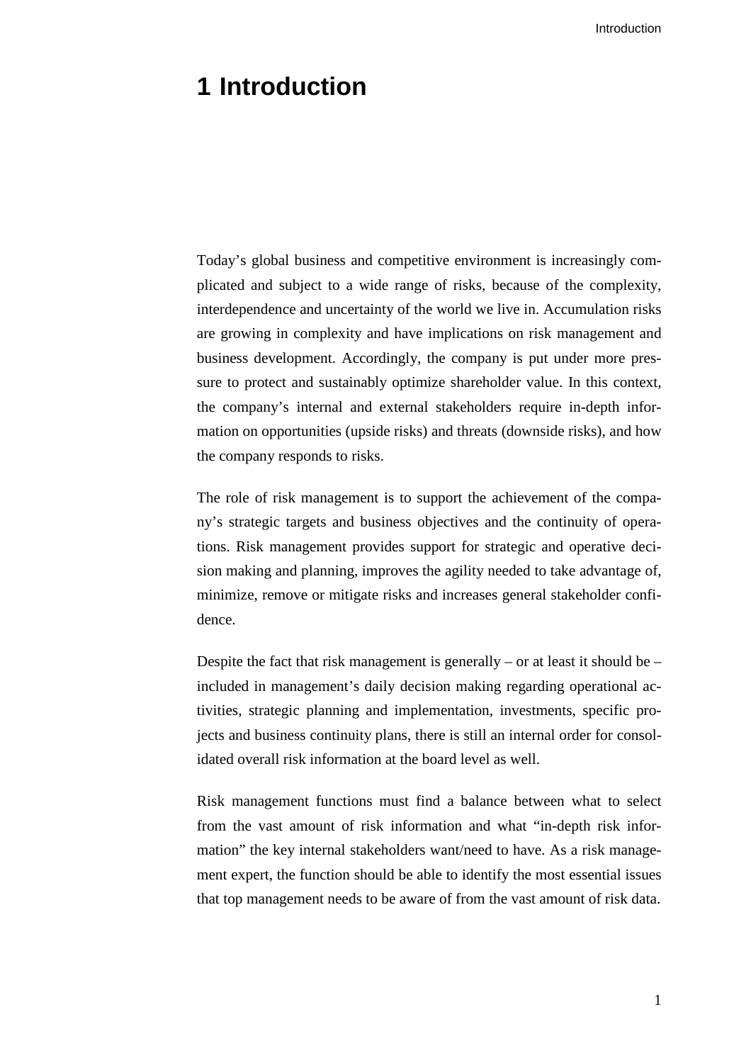# 1 Introduction

Today's global business and competitive environment is increasingly complicated and subject to a wide range of risks, because of the complexity, interdependence and uncertainty of the world we live in. Accumulation risks are growing in complexity and have implications on risk management and business development. Accordingly, the company is put under more pressure to protect and sustainably optimize shareholder value. In this context, the company's internal and external stakeholders require in-depth information on opportunities (upside risks) and threats (downside risks), and how the company responds to risks.

The role of risk management is to support the achievement of the company's strategic targets and business objectives and the continuity of operations. Risk management provides support for strategic and operative decision making and planning, improves the agility needed to take advantage of, minimize, remove or mitigate risks and increases general stakeholder confidence.

Despite the fact that risk management is generally – or at least it should be – included in management's daily decision making regarding operational activities, strategic planning and implementation, investments, specific projects and business continuity plans, there is still an internal order for consolidated overall risk information at the board level as well.

Risk management functions must find a balance between what to select from the vast amount of risk information and what "in-depth risk information" the key internal stakeholders want/need to have. As a risk management expert, the function should be able to identify the most essential issues that top management needs to be aware of from the vast amount of risk data.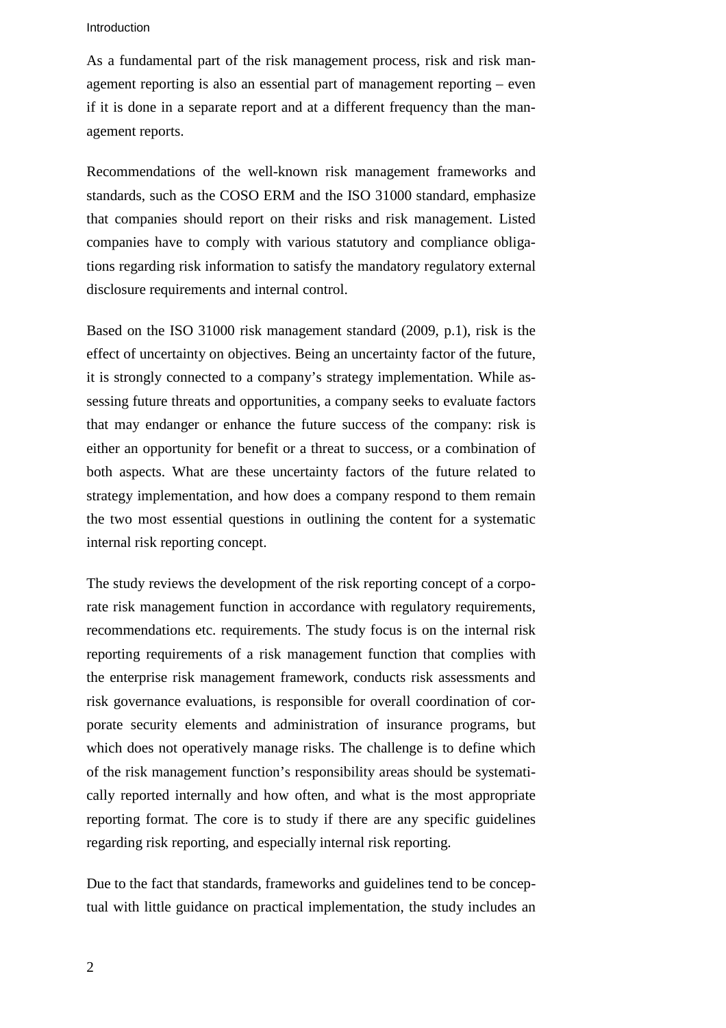As a fundamental part of the risk management process, risk and risk management reporting is also an essential part of management reporting – even if it is done in a separate report and at a different frequency than the management reports.

Recommendations of the well-known risk management frameworks and standards, such as the COSO ERM and the ISO 31000 standard, emphasize that companies should report on their risks and risk management. Listed companies have to comply with various statutory and compliance obligations regarding risk information to satisfy the mandatory regulatory external disclosure requirements and internal control.

Based on the ISO 31000 risk management standard (2009, p.1), risk is the effect of uncertainty on objectives. Being an uncertainty factor of the future, it is strongly connected to a company's strategy implementation. While assessing future threats and opportunities, a company seeks to evaluate factors that may endanger or enhance the future success of the company: risk is either an opportunity for benefit or a threat to success, or a combination of both aspects. What are these uncertainty factors of the future related to strategy implementation, and how does a company respond to them remain the two most essential questions in outlining the content for a systematic internal risk reporting concept.

The study reviews the development of the risk reporting concept of a corporate risk management function in accordance with regulatory requirements, recommendations etc. requirements. The study focus is on the internal risk reporting requirements of a risk management function that complies with the enterprise risk management framework, conducts risk assessments and risk governance evaluations, is responsible for overall coordination of corporate security elements and administration of insurance programs, but which does not operatively manage risks. The challenge is to define which of the risk management function's responsibility areas should be systematically reported internally and how often, and what is the most appropriate reporting format. The core is to study if there are any specific guidelines regarding risk reporting, and especially internal risk reporting.

Due to the fact that standards, frameworks and guidelines tend to be conceptual with little guidance on practical implementation, the study includes an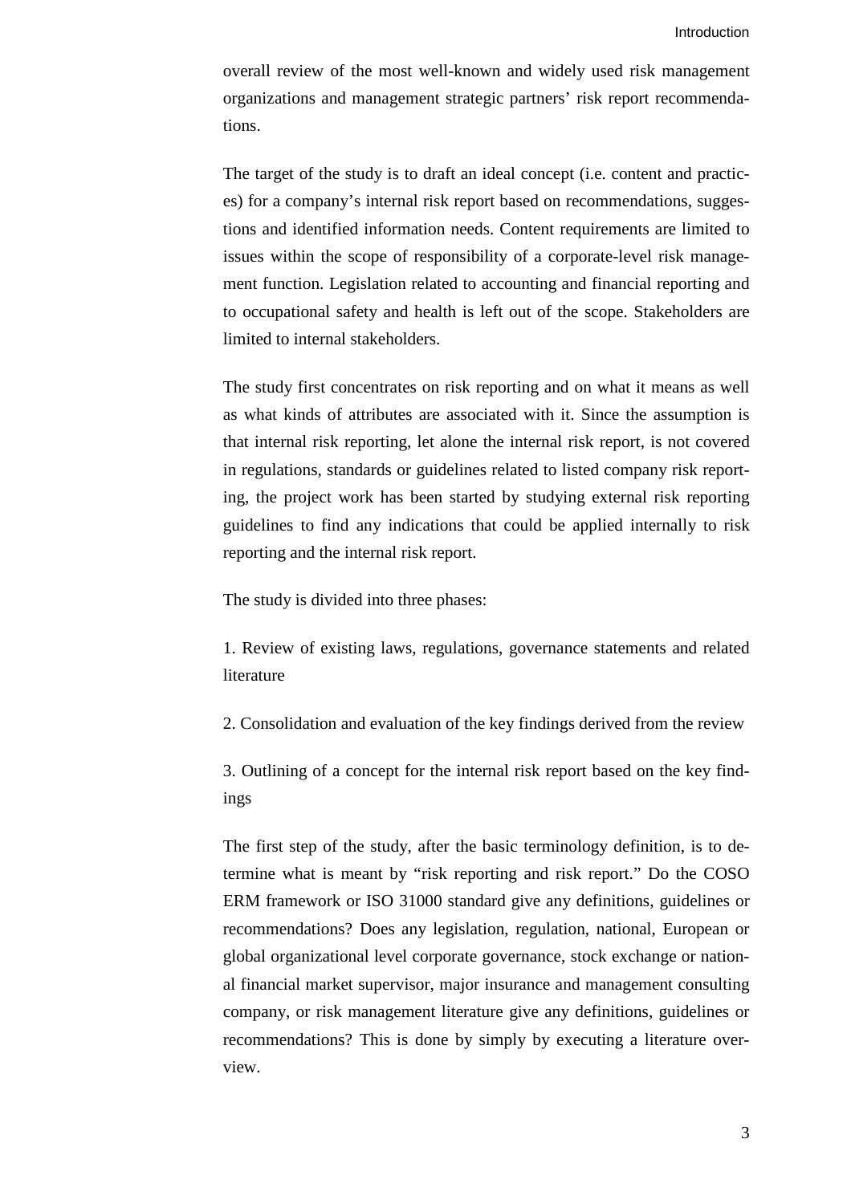overall review of the most well-known and widely used risk management organizations and management strategic partners' risk report recommendations.

The target of the study is to draft an ideal concept (i.e. content and practices) for a company's internal risk report based on recommendations, suggestions and identified information needs. Content requirements are limited to issues within the scope of responsibility of a corporate-level risk management function. Legislation related to accounting and financial reporting and to occupational safety and health is left out of the scope. Stakeholders are limited to internal stakeholders.

The study first concentrates on risk reporting and on what it means as well as what kinds of attributes are associated with it. Since the assumption is that internal risk reporting, let alone the internal risk report, is not covered in regulations, standards or guidelines related to listed company risk reporting, the project work has been started by studying external risk reporting guidelines to find any indications that could be applied internally to risk reporting and the internal risk report.

The study is divided into three phases:

1. Review of existing laws, regulations, governance statements and related literature

2. Consolidation and evaluation of the key findings derived from the review

3. Outlining of a concept for the internal risk report based on the key findings

The first step of the study, after the basic terminology definition, is to determine what is meant by "risk reporting and risk report." Do the COSO ERM framework or ISO 31000 standard give any definitions, guidelines or recommendations? Does any legislation, regulation, national, European or global organizational level corporate governance, stock exchange or national financial market supervisor, major insurance and management consulting company, or risk management literature give any definitions, guidelines or recommendations? This is done by simply by executing a literature overview.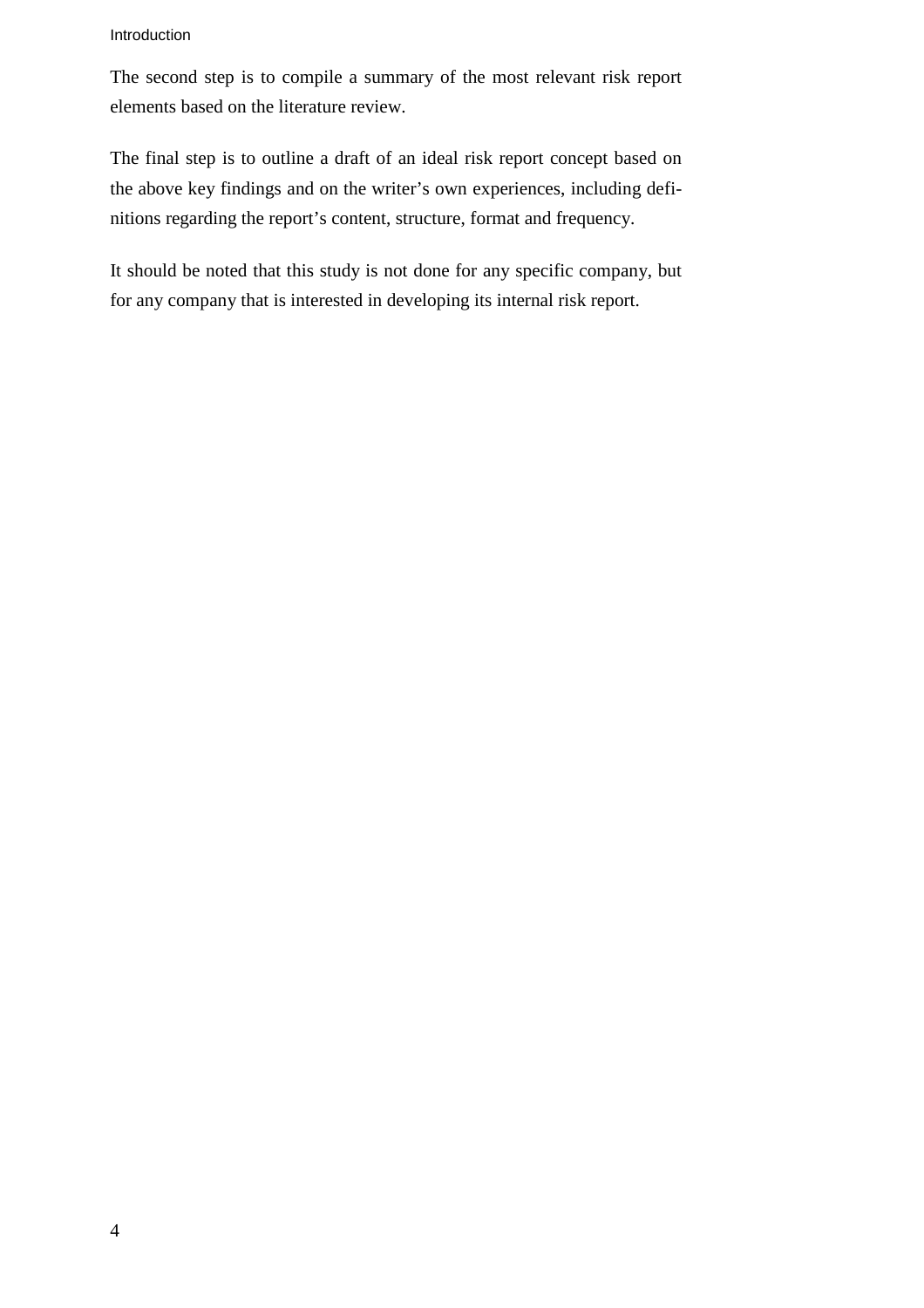The second step is to compile a summary of the most relevant risk report elements based on the literature review.

The final step is to outline a draft of an ideal risk report concept based on the above key findings and on the writer's own experiences, including definitions regarding the report's content, structure, format and frequency.

It should be noted that this study is not done for any specific company, but for any company that is interested in developing its internal risk report.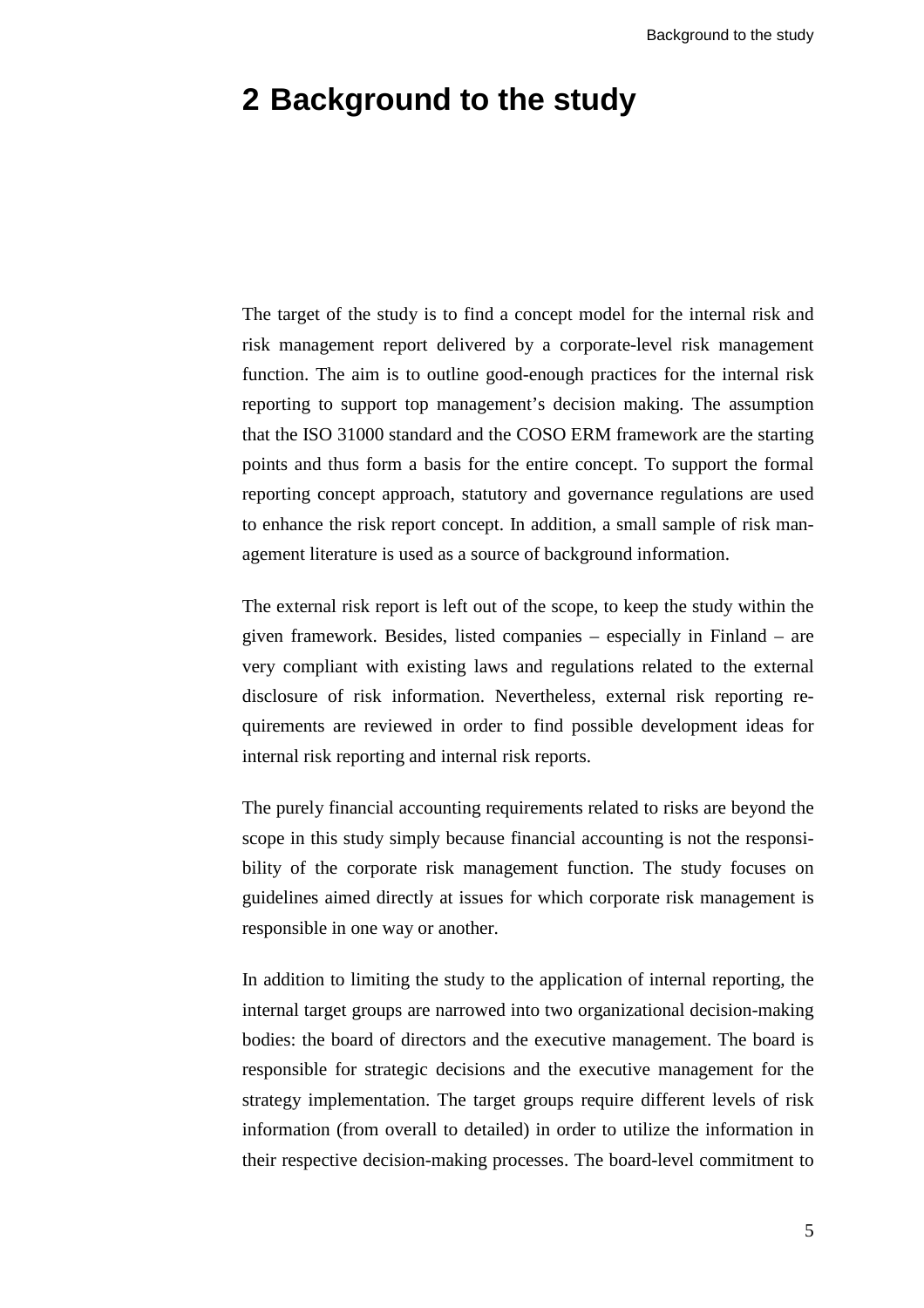# 2 Background to the study

The target of the study is to find a concept model for the internal risk and risk management report delivered by a corporate-level risk management function. The aim is to outline good-enough practices for the internal risk reporting to support top management's decision making. The assumption that the ISO 31000 standard and the COSO ERM framework are the starting points and thus form a basis for the entire concept. To support the formal reporting concept approach, statutory and governance regulations are used to enhance the risk report concept. In addition, a small sample of risk management literature is used as a source of background information.

The external risk report is left out of the scope, to keep the study within the given framework. Besides, listed companies – especially in Finland – are very compliant with existing laws and regulations related to the external disclosure of risk information. Nevertheless, external risk reporting requirements are reviewed in order to find possible development ideas for internal risk reporting and internal risk reports.

The purely financial accounting requirements related to risks are beyond the scope in this study simply because financial accounting is not the responsibility of the corporate risk management function. The study focuses on guidelines aimed directly at issues for which corporate risk management is responsible in one way or another.

In addition to limiting the study to the application of internal reporting, the internal target groups are narrowed into two organizational decision-making bodies: the board of directors and the executive management. The board is responsible for strategic decisions and the executive management for the strategy implementation. The target groups require different levels of risk information (from overall to detailed) in order to utilize the information in their respective decision-making processes. The board-level commitment to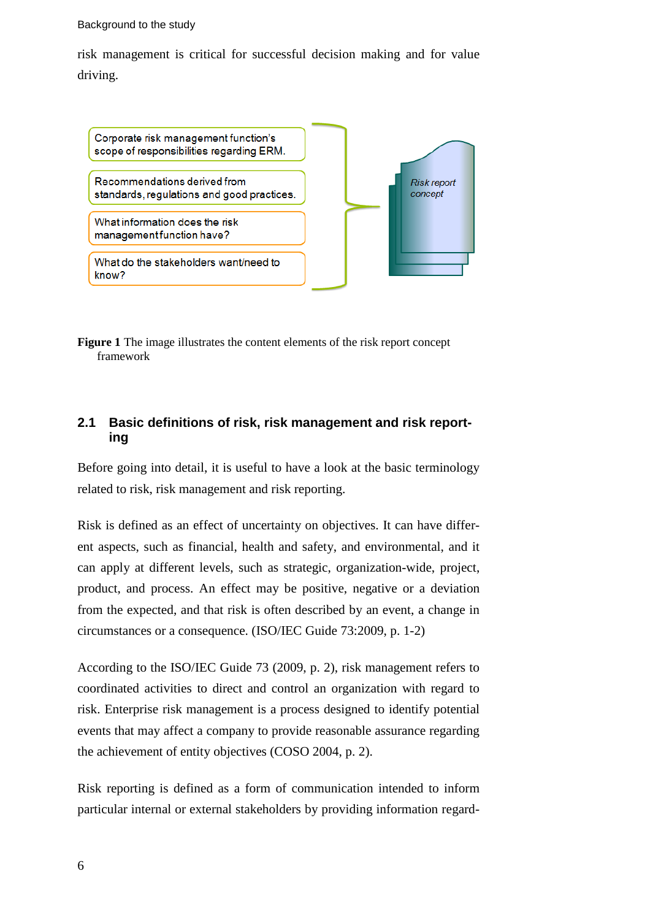risk management is critical for successful decision making and for value driving.

Corporate risk management function's scope of responsibilities regarding ERM.

Recommendations derived from standards, regulations and good practices.

What information does the risk management function have?

What do the stakeholders want/need to know?

*Risk report concept*

**Figure 1** The image illustrates the content elements of the risk report concept framework

## 2.1 Basic definitions of risk, risk management and risk reporting

Before going into detail, it is useful to have a look at the basic terminology related to risk, risk management and risk reporting.

Risk is defined as an effect of uncertainty on objectives. It can have different aspects, such as financial, health and safety, and environmental, and it can apply at different levels, such as strategic, organization-wide, project, product, and process. An effect may be positive, negative or a deviation from the expected, and that risk is often described by an event, a change in circumstances or a consequence. (ISO/IEC Guide 73:2009, p. 1-2)

According to the ISO/IEC Guide 73 (2009, p. 2), risk management refers to coordinated activities to direct and control an organization with regard to risk. Enterprise risk management is a process designed to identify potential events that may affect a company to provide reasonable assurance regarding the achievement of entity objectives (COSO 2004, p. 2).

Risk reporting is defined as a form of communication intended to inform particular internal or external stakeholders by providing information regard-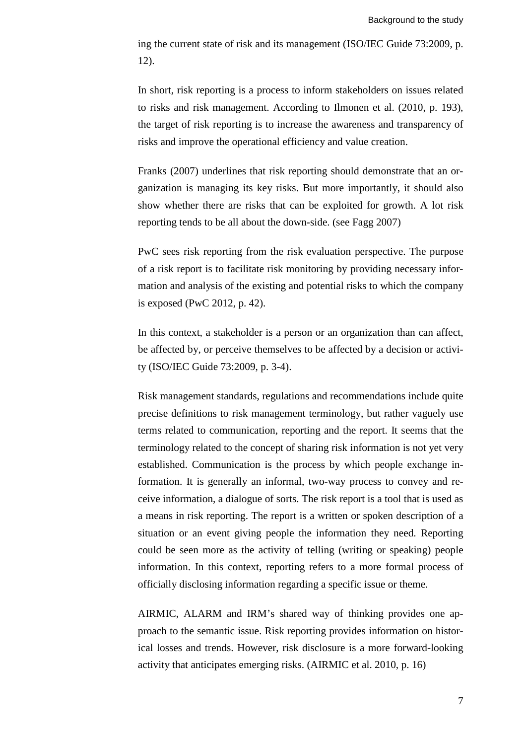ing the current state of risk and its management (ISO/IEC Guide 73:2009, p. 12).

In short, risk reporting is a process to inform stakeholders on issues related to risks and risk management. According to Ilmonen et al. (2010, p. 193), the target of risk reporting is to increase the awareness and transparency of risks and improve the operational efficiency and value creation.

Franks (2007) underlines that risk reporting should demonstrate that an organization is managing its key risks. But more importantly, it should also show whether there are risks that can be exploited for growth. A lot risk reporting tends to be all about the down-side. (see Fagg 2007)

PwC sees risk reporting from the risk evaluation perspective. The purpose of a risk report is to facilitate risk monitoring by providing necessary information and analysis of the existing and potential risks to which the company is exposed (PwC 2012, p. 42).

In this context, a stakeholder is a person or an organization than can affect, be affected by, or perceive themselves to be affected by a decision or activity (ISO/IEC Guide 73:2009, p. 3-4).

Risk management standards, regulations and recommendations include quite precise definitions to risk management terminology, but rather vaguely use terms related to communication, reporting and the report. It seems that the terminology related to the concept of sharing risk information is not yet very established. Communication is the process by which people exchange information. It is generally an informal, two-way process to convey and receive information, a dialogue of sorts. The risk report is a tool that is used as a means in risk reporting. The report is a written or spoken description of a situation or an event giving people the information they need. Reporting could be seen more as the activity of telling (writing or speaking) people information. In this context, reporting refers to a more formal process of officially disclosing information regarding a specific issue or theme.

AIRMIC, ALARM and IRM's shared way of thinking provides one approach to the semantic issue. Risk reporting provides information on historical losses and trends. However, risk disclosure is a more forward-looking activity that anticipates emerging risks. (AIRMIC et al. 2010, p. 16)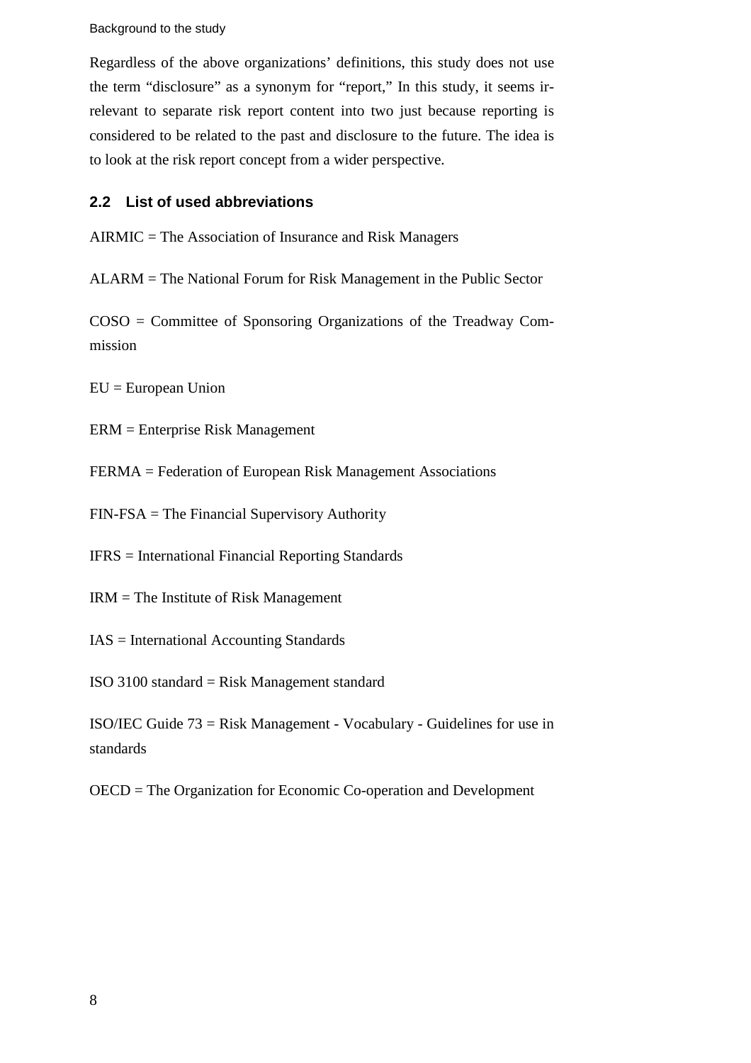Regardless of the above organizations' definitions, this study does not use the term "disclosure" as a synonym for "report," In this study, it seems irrelevant to separate risk report content into two just because reporting is considered to be related to the past and disclosure to the future. The idea is to look at the risk report concept from a wider perspective.

### 2.2 List of used abbreviations

AIRMIC = The Association of Insurance and Risk Managers

ALARM = The National Forum for Risk Management in the Public Sector

COSO = Committee of Sponsoring Organizations of the Treadway Commission

EU = European Union

ERM = Enterprise Risk Management

FERMA = Federation of European Risk Management Associations

FIN-FSA = The Financial Supervisory Authority

IFRS = International Financial Reporting Standards

IRM = The Institute of Risk Management

IAS = International Accounting Standards

ISO 3100 standard = Risk Management standard

ISO/IEC Guide 73 = Risk Management - Vocabulary - Guidelines for use in standards

OECD = The Organization for Economic Co-operation and Development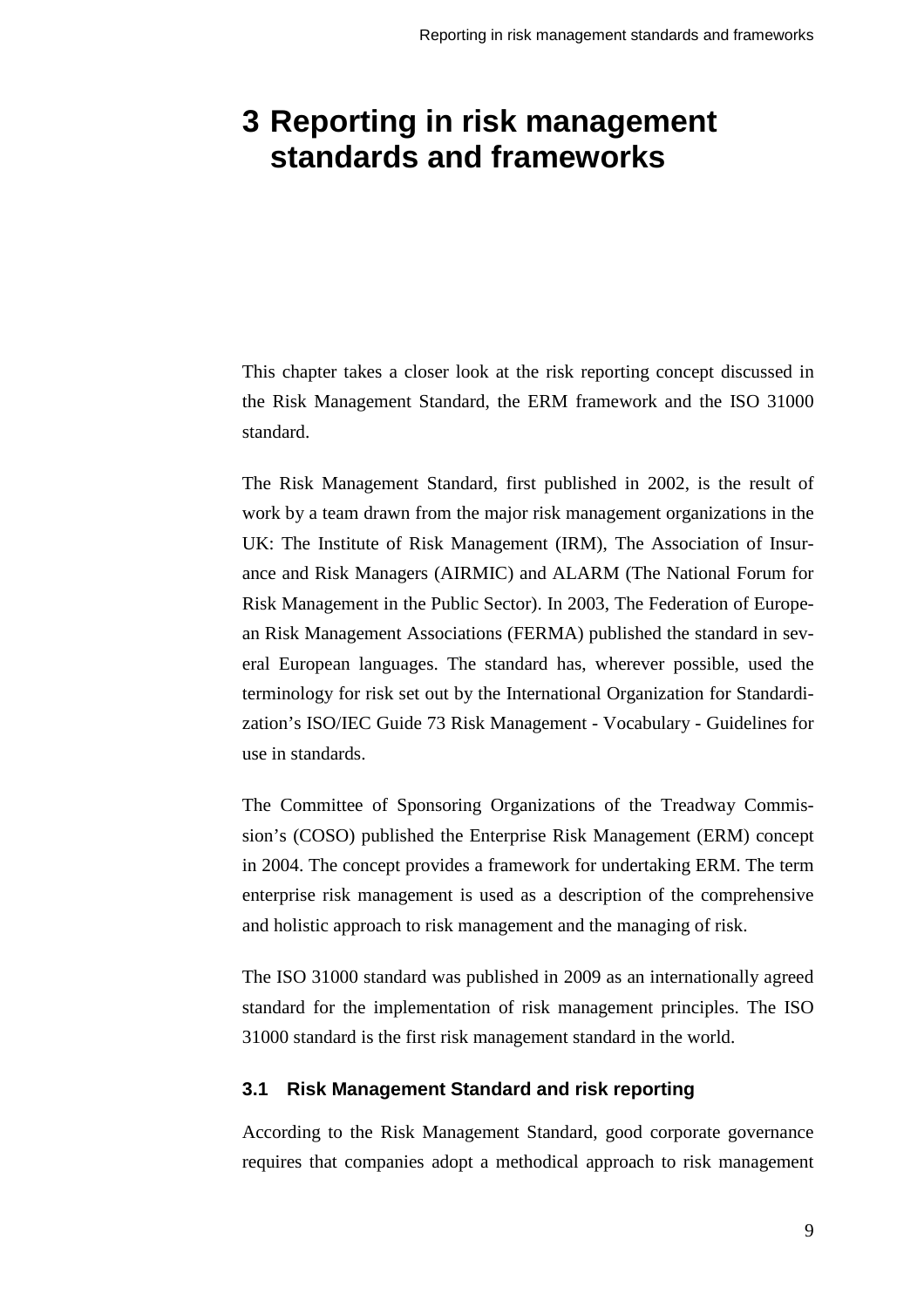# 3 Reporting in risk management standards and frameworks

This chapter takes a closer look at the risk reporting concept discussed in the Risk Management Standard, the ERM framework and the ISO 31000 standard.

The Risk Management Standard, first published in 2002, is the result of work by a team drawn from the major risk management organizations in the UK: The Institute of Risk Management (IRM), The Association of Insurance and Risk Managers (AIRMIC) and ALARM (The National Forum for Risk Management in the Public Sector). In 2003, The Federation of European Risk Management Associations (FERMA) published the standard in several European languages. The standard has, wherever possible, used the terminology for risk set out by the International Organization for Standardization's ISO/IEC Guide 73 Risk Management - Vocabulary - Guidelines for use in standards.

The Committee of Sponsoring Organizations of the Treadway Commission's (COSO) published the Enterprise Risk Management (ERM) concept in 2004. The concept provides a framework for undertaking ERM. The term enterprise risk management is used as a description of the comprehensive and holistic approach to risk management and the managing of risk.

The ISO 31000 standard was published in 2009 as an internationally agreed standard for the implementation of risk management principles. The ISO 31000 standard is the first risk management standard in the world.

### 3.1 Risk Management Standard and risk reporting

According to the Risk Management Standard, good corporate governance requires that companies adopt a methodical approach to risk management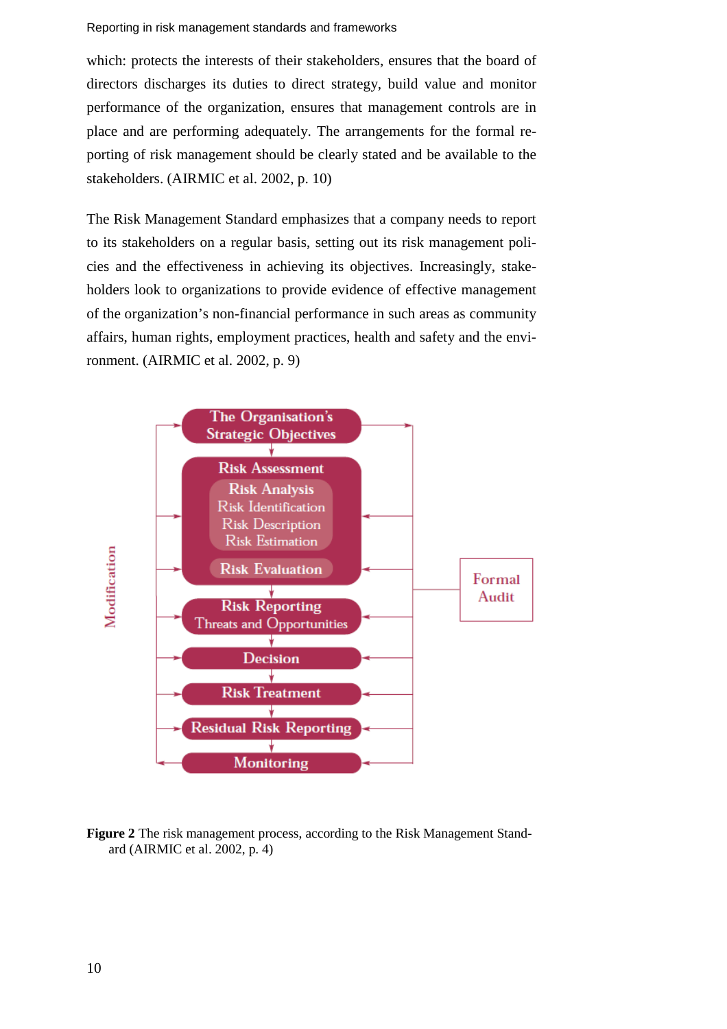which: protects the interests of their stakeholders, ensures that the board of directors discharges its duties to direct strategy, build value and monitor performance of the organization, ensures that management controls are in place and are performing adequately. The arrangements for the formal reporting of risk management should be clearly stated and be available to the stakeholders. (AIRMIC et al. 2002, p. 10)

The Risk Management Standard emphasizes that a company needs to report to its stakeholders on a regular basis, setting out its risk management policies and the effectiveness in achieving its objectives. Increasingly, stakeholders look to organizations to provide evidence of effective management of the organization's non-financial performance in such areas as community affairs, human rights, employment practices, health and safety and the environment. (AIRMIC et al. 2002, p. 9)

**Figure 2** The risk management process, according to the Risk Management Standard (AIRMIC et al. 2002, p. 4)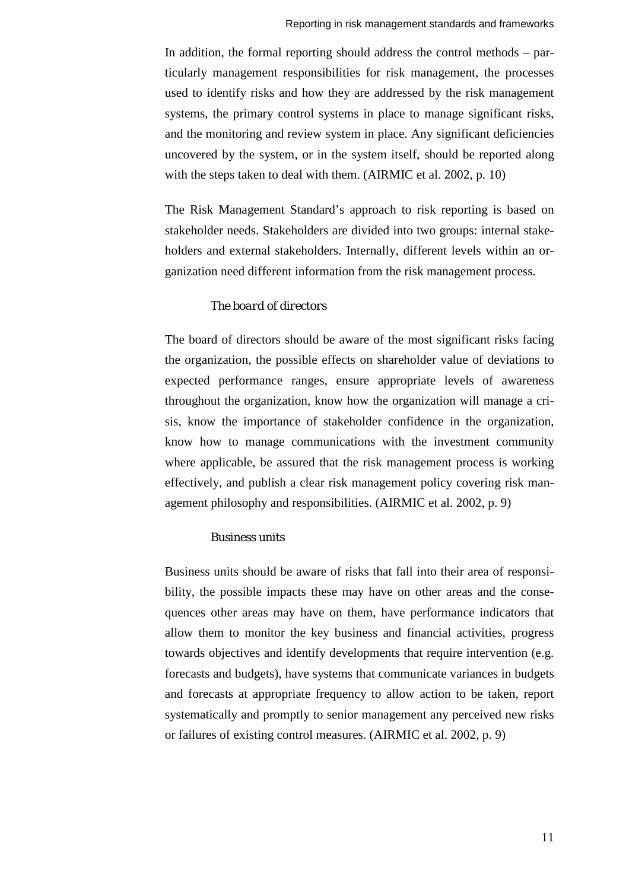In addition, the formal reporting should address the control methods – particularly management responsibilities for risk management, the processes used to identify risks and how they are addressed by the risk management systems, the primary control systems in place to manage significant risks, and the monitoring and review system in place. Any significant deficiencies uncovered by the system, or in the system itself, should be reported along with the steps taken to deal with them. (AIRMIC et al. 2002, p. 10)

The Risk Management Standard's approach to risk reporting is based on stakeholder needs. Stakeholders are divided into two groups: internal stakeholders and external stakeholders. Internally, different levels within an organization need different information from the risk management process.

*The board of directors*

The board of directors should be aware of the most significant risks facing the organization, the possible effects on shareholder value of deviations to expected performance ranges, ensure appropriate levels of awareness throughout the organization, know how the organization will manage a crisis, know the importance of stakeholder confidence in the organization, know how to manage communications with the investment community where applicable, be assured that the risk management process is working effectively, and publish a clear risk management policy covering risk management philosophy and responsibilities. (AIRMIC et al. 2002, p. 9)

*Business units*

Business units should be aware of risks that fall into their area of responsibility, the possible impacts these may have on other areas and the consequences other areas may have on them, have performance indicators that allow them to monitor the key business and financial activities, progress towards objectives and identify developments that require intervention (e.g. forecasts and budgets), have systems that communicate variances in budgets and forecasts at appropriate frequency to allow action to be taken, report systematically and promptly to senior management any perceived new risks or failures of existing control measures. (AIRMIC et al. 2002, p. 9)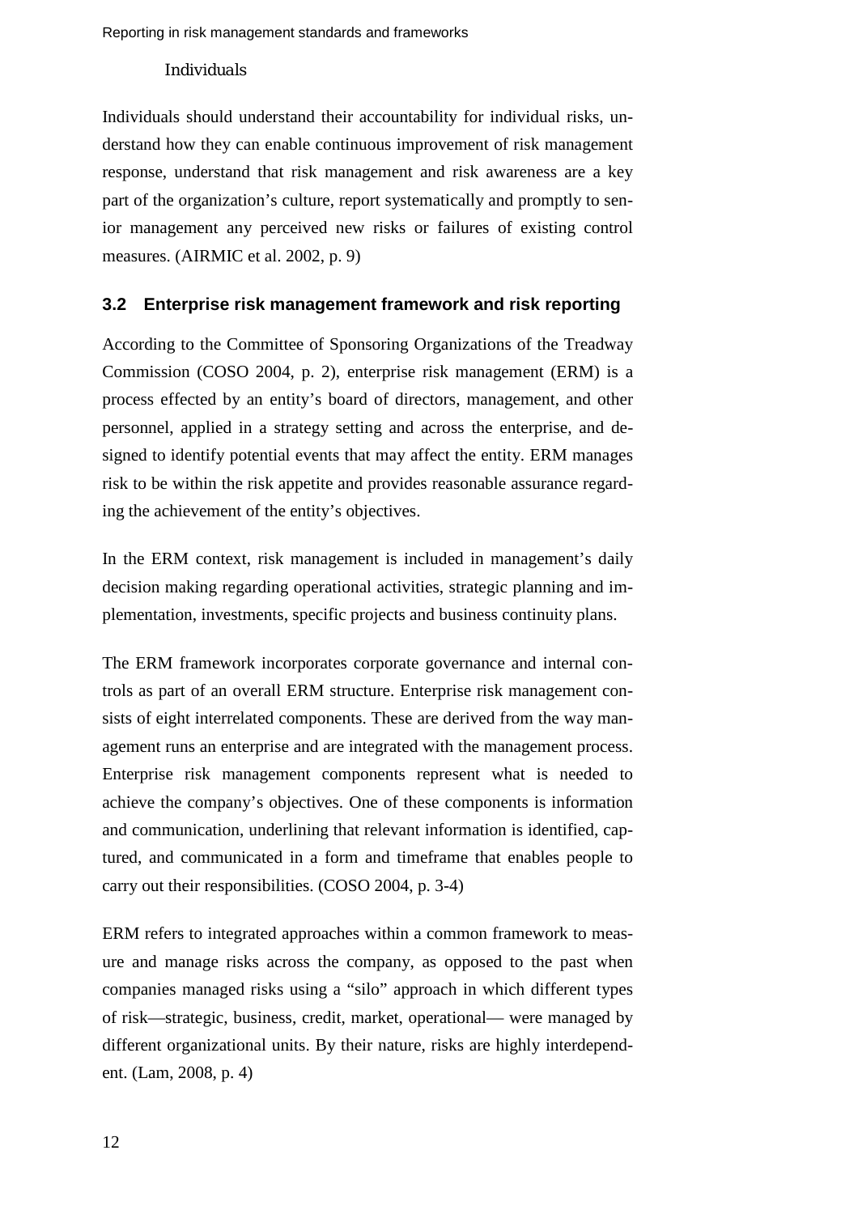Individuals

Individuals should understand their accountability for individual risks, understand how they can enable continuous improvement of risk management response, understand that risk management and risk awareness are a key part of the organization's culture, report systematically and promptly to senior management any perceived new risks or failures of existing control measures. (AIRMIC et al. 2002, p. 9)

### 3.2 Enterprise risk management framework and risk reporting

According to the Committee of Sponsoring Organizations of the Treadway Commission (COSO 2004, p. 2), enterprise risk management (ERM) is a process effected by an entity's board of directors, management, and other personnel, applied in a strategy setting and across the enterprise, and designed to identify potential events that may affect the entity. ERM manages risk to be within the risk appetite and provides reasonable assurance regarding the achievement of the entity's objectives.

In the ERM context, risk management is included in management's daily decision making regarding operational activities, strategic planning and implementation, investments, specific projects and business continuity plans.

The ERM framework incorporates corporate governance and internal controls as part of an overall ERM structure. Enterprise risk management consists of eight interrelated components. These are derived from the way management runs an enterprise and are integrated with the management process. Enterprise risk management components represent what is needed to achieve the company's objectives. One of these components is information and communication, underlining that relevant information is identified, captured, and communicated in a form and timeframe that enables people to carry out their responsibilities. (COSO 2004, p. 3-4)

ERM refers to integrated approaches within a common framework to measure and manage risks across the company, as opposed to the past when companies managed risks using a "silo" approach in which different types of risk—strategic, business, credit, market, operational— were managed by different organizational units. By their nature, risks are highly interdependent. (Lam, 2008, p. 4)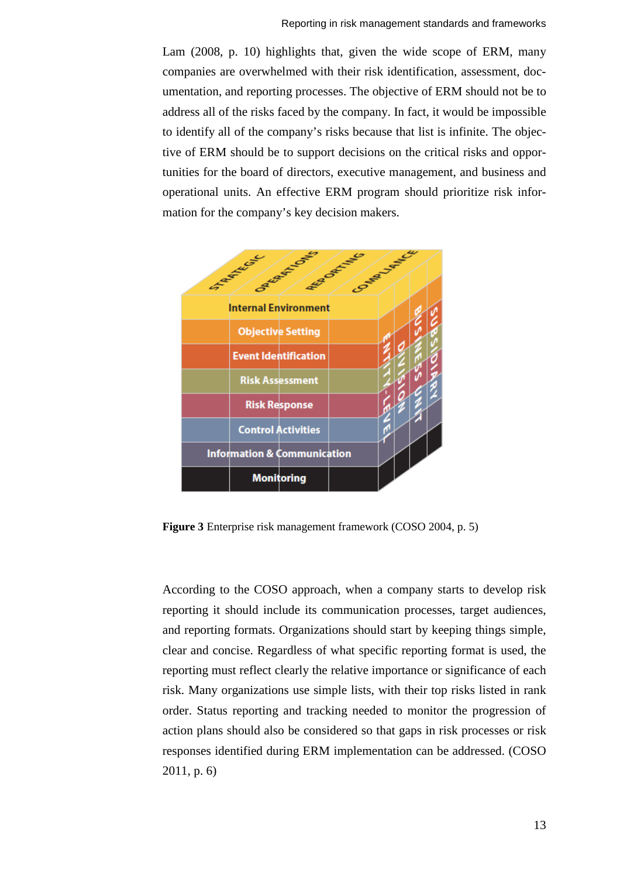Lam (2008, p. 10) highlights that, given the wide scope of ERM, many companies are overwhelmed with their risk identification, assessment, documentation, and reporting processes. The objective of ERM should not be to address all of the risks faced by the company. In fact, it would be impossible to identify all of the company's risks because that list is infinite. The objective of ERM should be to support decisions on the critical risks and opportunities for the board of directors, executive management, and business and operational units. An effective ERM program should prioritize risk information for the company's key decision makers.

**Figure 3** Enterprise risk management framework (COSO 2004, p. 5)

According to the COSO approach, when a company starts to develop risk reporting it should include its communication processes, target audiences, and reporting formats. Organizations should start by keeping things simple, clear and concise. Regardless of what specific reporting format is used, the reporting must reflect clearly the relative importance or significance of each risk. Many organizations use simple lists, with their top risks listed in rank order. Status reporting and tracking needed to monitor the progression of action plans should also be considered so that gaps in risk processes or risk responses identified during ERM implementation can be addressed. (COSO 2011, p. 6)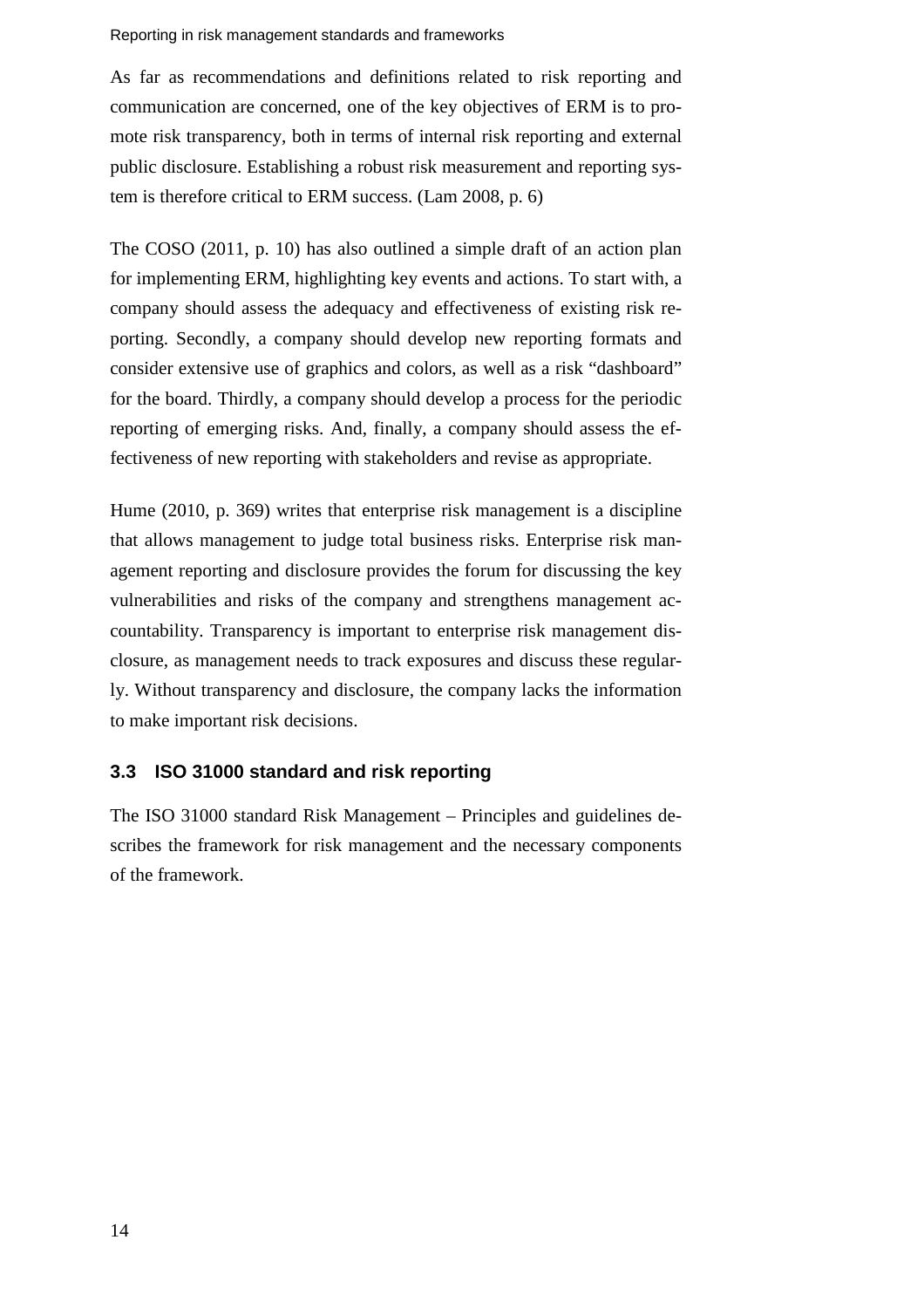As far as recommendations and definitions related to risk reporting and communication are concerned, one of the key objectives of ERM is to promote risk transparency, both in terms of internal risk reporting and external public disclosure. Establishing a robust risk measurement and reporting system is therefore critical to ERM success. (Lam 2008, p. 6)

The COSO (2011, p. 10) has also outlined a simple draft of an action plan for implementing ERM, highlighting key events and actions. To start with, a company should assess the adequacy and effectiveness of existing risk reporting. Secondly, a company should develop new reporting formats and consider extensive use of graphics and colors, as well as a risk "dashboard" for the board. Thirdly, a company should develop a process for the periodic reporting of emerging risks. And, finally, a company should assess the effectiveness of new reporting with stakeholders and revise as appropriate.

Hume (2010, p. 369) writes that enterprise risk management is a discipline that allows management to judge total business risks. Enterprise risk management reporting and disclosure provides the forum for discussing the key vulnerabilities and risks of the company and strengthens management accountability. Transparency is important to enterprise risk management disclosure, as management needs to track exposures and discuss these regularly. Without transparency and disclosure, the company lacks the information to make important risk decisions.

### 3.3 ISO 31000 standard and risk reporting

The ISO 31000 standard Risk Management – Principles and guidelines describes the framework for risk management and the necessary components of the framework.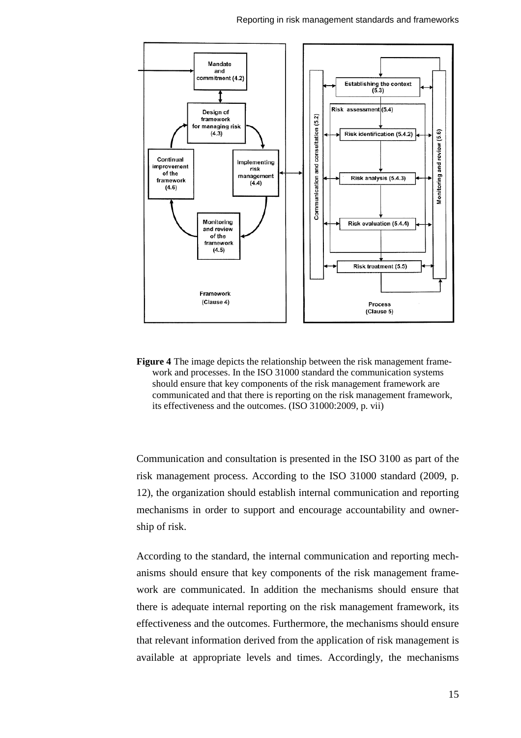**Figure 4** The image depicts the relationship between the risk management framework and processes. In the ISO 31000 standard the communication systems should ensure that key components of the risk management framework are communicated and that there is reporting on the risk management framework, its effectiveness and the outcomes. (ISO 31000:2009, p. vii)

Communication and consultation is presented in the ISO 3100 as part of the risk management process. According to the ISO 31000 standard (2009, p. 12), the organization should establish internal communication and reporting mechanisms in order to support and encourage accountability and ownership of risk.

According to the standard, the internal communication and reporting mechanisms should ensure that key components of the risk management framework are communicated. In addition the mechanisms should ensure that there is adequate internal reporting on the risk management framework, its effectiveness and the outcomes. Furthermore, the mechanisms should ensure that relevant information derived from the application of risk management is available at appropriate levels and times. Accordingly, the mechanisms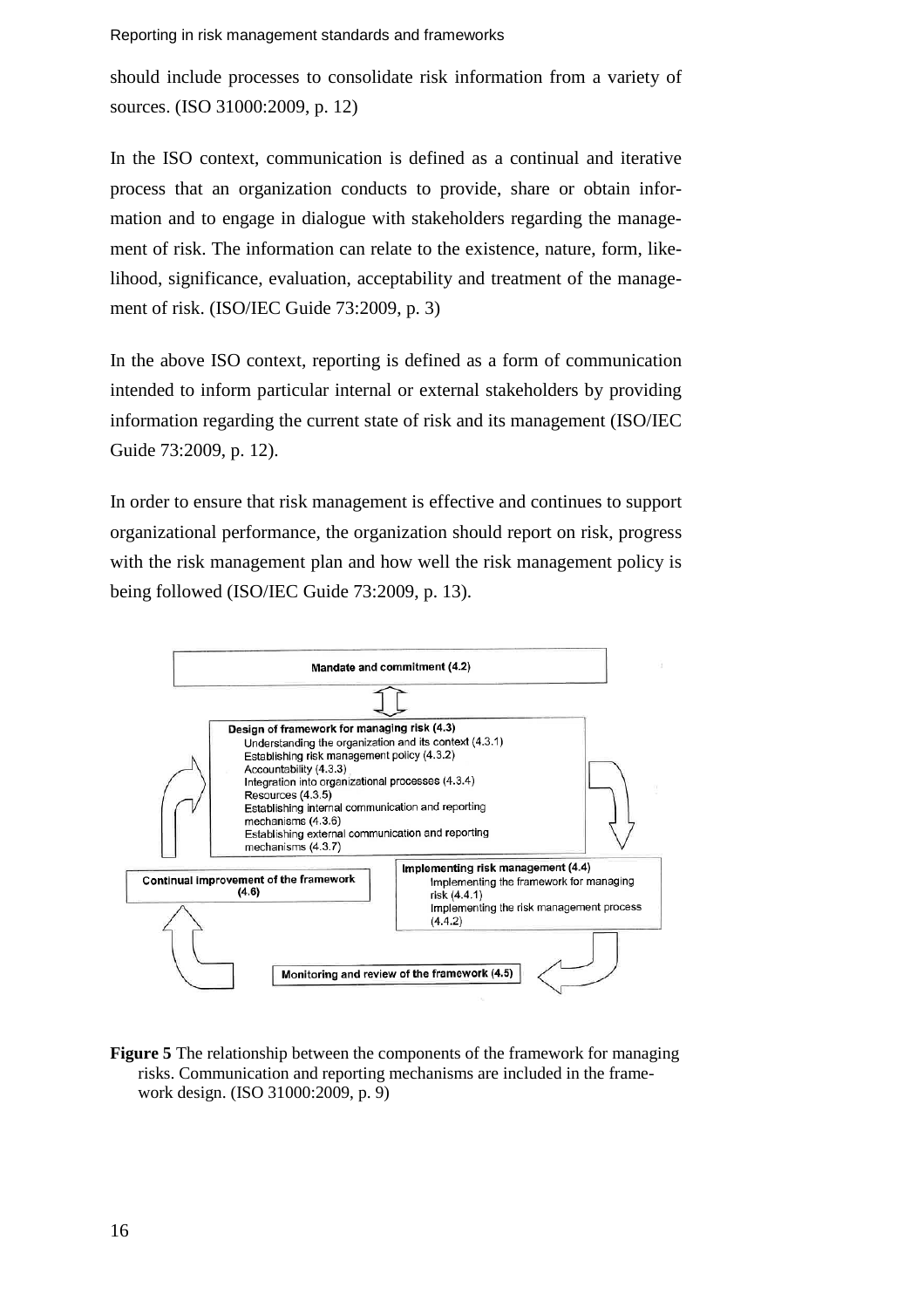should include processes to consolidate risk information from a variety of sources. (ISO 31000:2009, p. 12)

In the ISO context, communication is defined as a continual and iterative process that an organization conducts to provide, share or obtain information and to engage in dialogue with stakeholders regarding the management of risk. The information can relate to the existence, nature, form, likelihood, significance, evaluation, acceptability and treatment of the management of risk. (ISO/IEC Guide 73:2009, p. 3)

In the above ISO context, reporting is defined as a form of communication intended to inform particular internal or external stakeholders by providing information regarding the current state of risk and its management (ISO/IEC Guide 73:2009, p. 12).

In order to ensure that risk management is effective and continues to support organizational performance, the organization should report on risk, progress with the risk management plan and how well the risk management policy is being followed (ISO/IEC Guide 73:2009, p. 13).

**Mandate and commitment (4.2)**

**Design of framework for managing risk (4.3)**
- Understanding the organization and its context (4.3.1)
- Establishing risk management policy (4.3.2)
- Accountability (4.3.3)
- Integration into organizational processes (4.3.4)
- Resources (4.3.5)
- Establishing internal communication and reporting mechanisms (4.3.6)
- Establishing external communication and reporting mechanisms (4.3.7)

**Implementing risk management (4.4)**
- Implementing the framework for managing risk (4.4.1)
- Implementing the risk management process (4.4.2)

**Monitoring and review of the framework (4.5)**

**Continual improvement of the framework (4.6)**

**Figure 5** The relationship between the components of the framework for managing risks. Communication and reporting mechanisms are included in the framework design. (ISO 31000:2009, p. 9)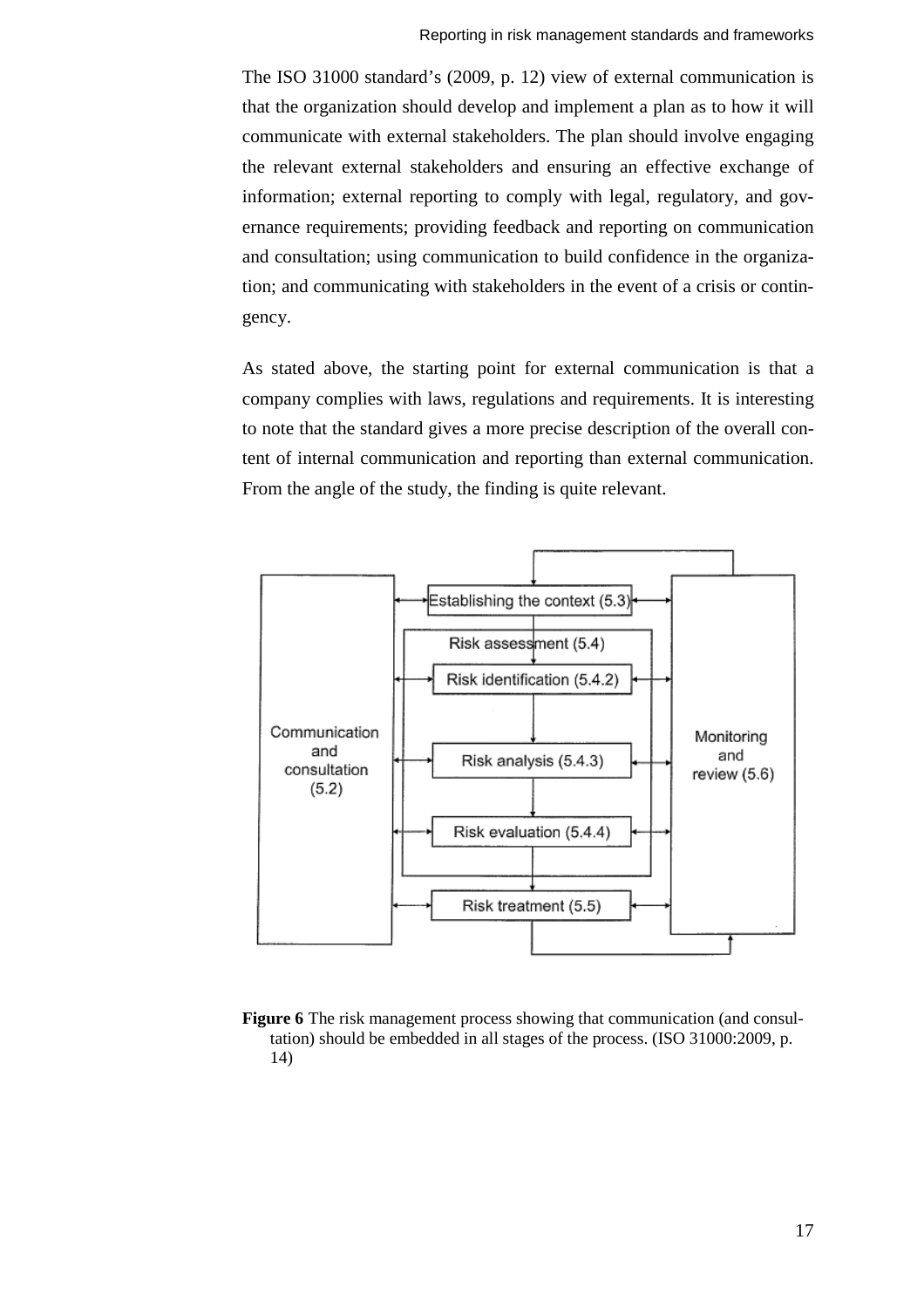The ISO 31000 standard's (2009, p. 12) view of external communication is that the organization should develop and implement a plan as to how it will communicate with external stakeholders. The plan should involve engaging the relevant external stakeholders and ensuring an effective exchange of information; external reporting to comply with legal, regulatory, and governance requirements; providing feedback and reporting on communication and consultation; using communication to build confidence in the organization; and communicating with stakeholders in the event of a crisis or contingency.

As stated above, the starting point for external communication is that a company complies with laws, regulations and requirements. It is interesting to note that the standard gives a more precise description of the overall content of internal communication and reporting than external communication. From the angle of the study, the finding is quite relevant.

**Figure 6** The risk management process showing that communication (and consultation) should be embedded in all stages of the process. (ISO 31000:2009, p. 14)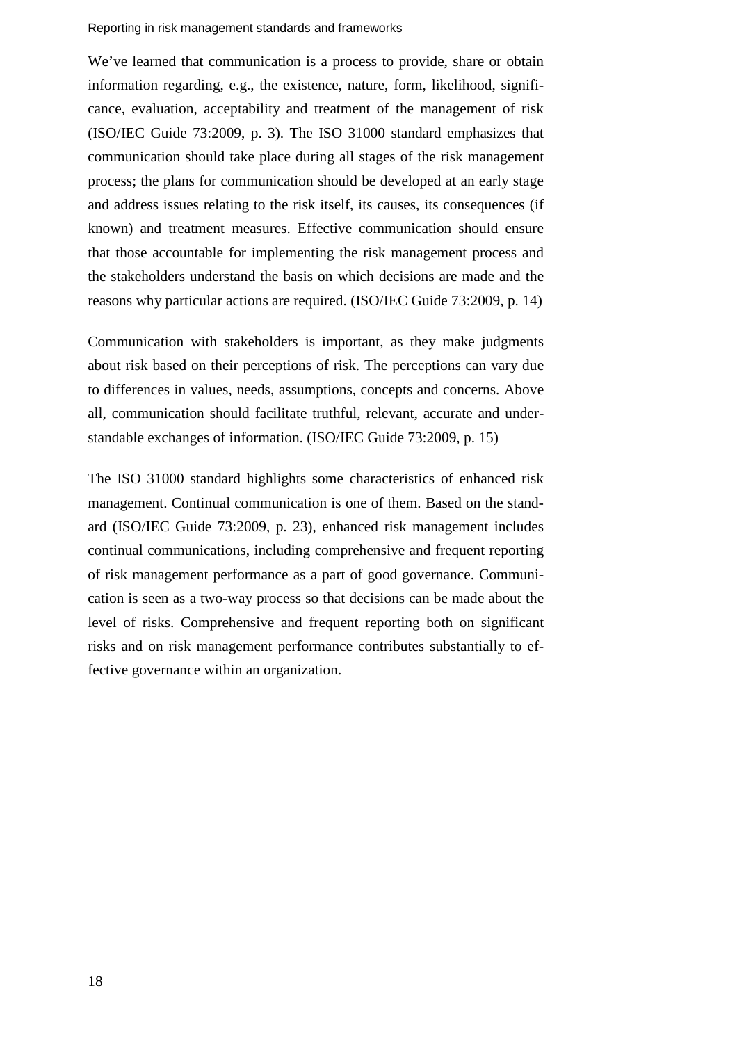We've learned that communication is a process to provide, share or obtain information regarding, e.g., the existence, nature, form, likelihood, significance, evaluation, acceptability and treatment of the management of risk (ISO/IEC Guide 73:2009, p. 3). The ISO 31000 standard emphasizes that communication should take place during all stages of the risk management process; the plans for communication should be developed at an early stage and address issues relating to the risk itself, its causes, its consequences (if known) and treatment measures. Effective communication should ensure that those accountable for implementing the risk management process and the stakeholders understand the basis on which decisions are made and the reasons why particular actions are required. (ISO/IEC Guide 73:2009, p. 14)

Communication with stakeholders is important, as they make judgments about risk based on their perceptions of risk. The perceptions can vary due to differences in values, needs, assumptions, concepts and concerns. Above all, communication should facilitate truthful, relevant, accurate and understandable exchanges of information. (ISO/IEC Guide 73:2009, p. 15)

The ISO 31000 standard highlights some characteristics of enhanced risk management. Continual communication is one of them. Based on the standard (ISO/IEC Guide 73:2009, p. 23), enhanced risk management includes continual communications, including comprehensive and frequent reporting of risk management performance as a part of good governance. Communication is seen as a two-way process so that decisions can be made about the level of risks. Comprehensive and frequent reporting both on significant risks and on risk management performance contributes substantially to effective governance within an organization.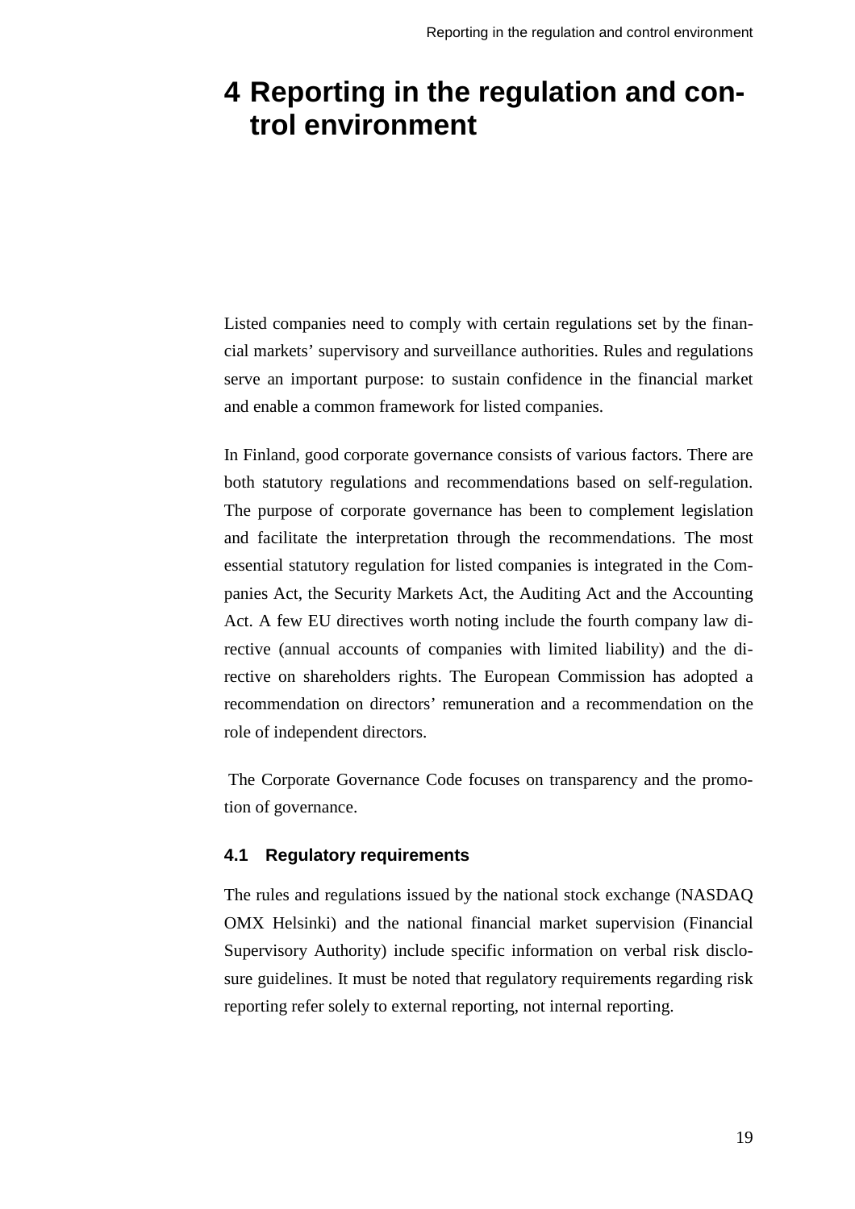# 4 Reporting in the regulation and control environment

Listed companies need to comply with certain regulations set by the financial markets' supervisory and surveillance authorities. Rules and regulations serve an important purpose: to sustain confidence in the financial market and enable a common framework for listed companies.

In Finland, good corporate governance consists of various factors. There are both statutory regulations and recommendations based on self-regulation. The purpose of corporate governance has been to complement legislation and facilitate the interpretation through the recommendations. The most essential statutory regulation for listed companies is integrated in the Companies Act, the Security Markets Act, the Auditing Act and the Accounting Act. A few EU directives worth noting include the fourth company law directive (annual accounts of companies with limited liability) and the directive on shareholders rights. The European Commission has adopted a recommendation on directors' remuneration and a recommendation on the role of independent directors.

The Corporate Governance Code focuses on transparency and the promotion of governance.

## 4.1 Regulatory requirements

The rules and regulations issued by the national stock exchange (NASDAQ OMX Helsinki) and the national financial market supervision (Financial Supervisory Authority) include specific information on verbal risk disclosure guidelines. It must be noted that regulatory requirements regarding risk reporting refer solely to external reporting, not internal reporting.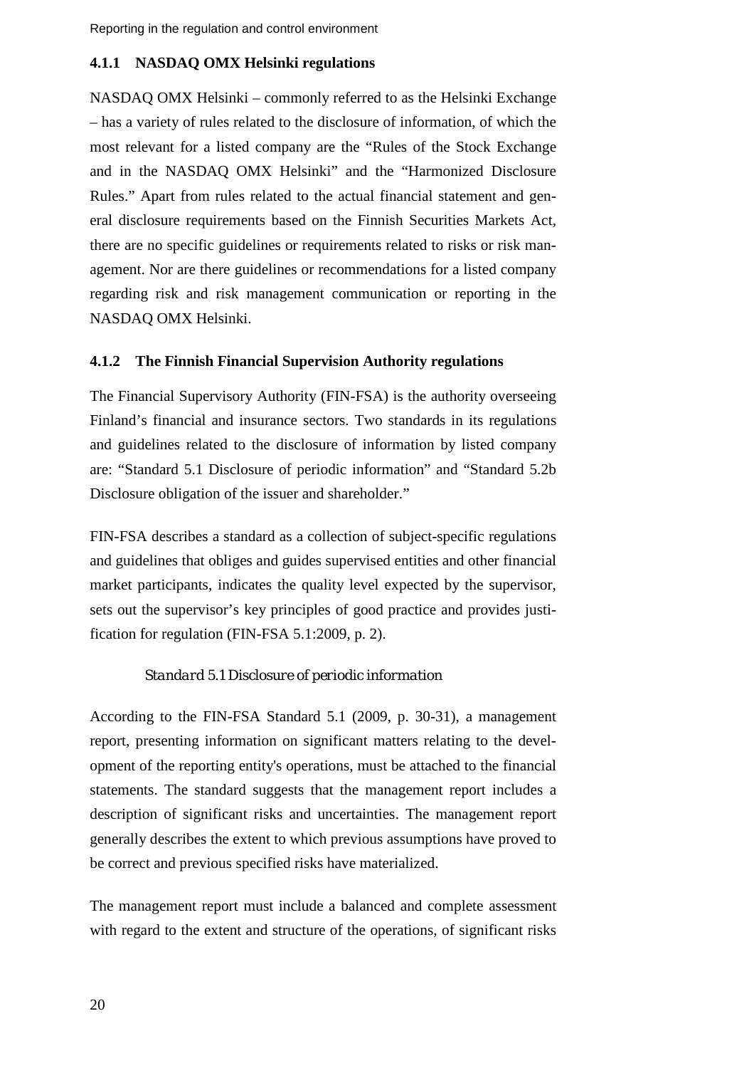#### 4.1.1 NASDAQ OMX Helsinki regulations

NASDAQ OMX Helsinki – commonly referred to as the Helsinki Exchange – has a variety of rules related to the disclosure of information, of which the most relevant for a listed company are the "Rules of the Stock Exchange and in the NASDAQ OMX Helsinki" and the "Harmonized Disclosure Rules." Apart from rules related to the actual financial statement and general disclosure requirements based on the Finnish Securities Markets Act, there are no specific guidelines or requirements related to risks or risk management. Nor are there guidelines or recommendations for a listed company regarding risk and risk management communication or reporting in the NASDAQ OMX Helsinki.

#### 4.1.2 The Finnish Financial Supervision Authority regulations

The Financial Supervisory Authority (FIN-FSA) is the authority overseeing Finland's financial and insurance sectors. Two standards in its regulations and guidelines related to the disclosure of information by listed company are: "Standard 5.1 Disclosure of periodic information" and "Standard 5.2b Disclosure obligation of the issuer and shareholder."

FIN-FSA describes a standard as a collection of subject-specific regulations and guidelines that obliges and guides supervised entities and other financial market participants, indicates the quality level expected by the supervisor, sets out the supervisor's key principles of good practice and provides justification for regulation (FIN-FSA 5.1:2009, p. 2).

*Standard 5.1 Disclosure of periodic information*

According to the FIN-FSA Standard 5.1 (2009, p. 30-31), a management report, presenting information on significant matters relating to the development of the reporting entity's operations, must be attached to the financial statements. The standard suggests that the management report includes a description of significant risks and uncertainties. The management report generally describes the extent to which previous assumptions have proved to be correct and previous specified risks have materialized.

The management report must include a balanced and complete assessment with regard to the extent and structure of the operations, of significant risks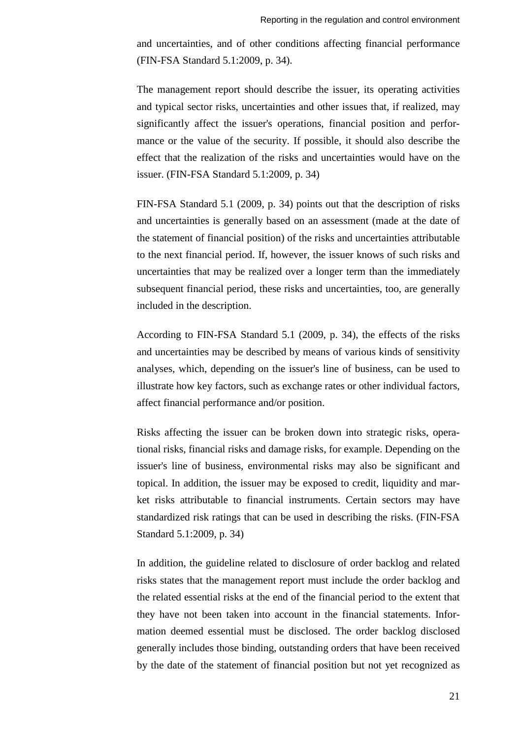and uncertainties, and of other conditions affecting financial performance (FIN-FSA Standard 5.1:2009, p. 34).

The management report should describe the issuer, its operating activities and typical sector risks, uncertainties and other issues that, if realized, may significantly affect the issuer's operations, financial position and performance or the value of the security. If possible, it should also describe the effect that the realization of the risks and uncertainties would have on the issuer. (FIN-FSA Standard 5.1:2009, p. 34)

FIN-FSA Standard 5.1 (2009, p. 34) points out that the description of risks and uncertainties is generally based on an assessment (made at the date of the statement of financial position) of the risks and uncertainties attributable to the next financial period. If, however, the issuer knows of such risks and uncertainties that may be realized over a longer term than the immediately subsequent financial period, these risks and uncertainties, too, are generally included in the description.

According to FIN-FSA Standard 5.1 (2009, p. 34), the effects of the risks and uncertainties may be described by means of various kinds of sensitivity analyses, which, depending on the issuer's line of business, can be used to illustrate how key factors, such as exchange rates or other individual factors, affect financial performance and/or position.

Risks affecting the issuer can be broken down into strategic risks, operational risks, financial risks and damage risks, for example. Depending on the issuer's line of business, environmental risks may also be significant and topical. In addition, the issuer may be exposed to credit, liquidity and market risks attributable to financial instruments. Certain sectors may have standardized risk ratings that can be used in describing the risks. (FIN-FSA Standard 5.1:2009, p. 34)

In addition, the guideline related to disclosure of order backlog and related risks states that the management report must include the order backlog and the related essential risks at the end of the financial period to the extent that they have not been taken into account in the financial statements. Information deemed essential must be disclosed. The order backlog disclosed generally includes those binding, outstanding orders that have been received by the date of the statement of financial position but not yet recognized as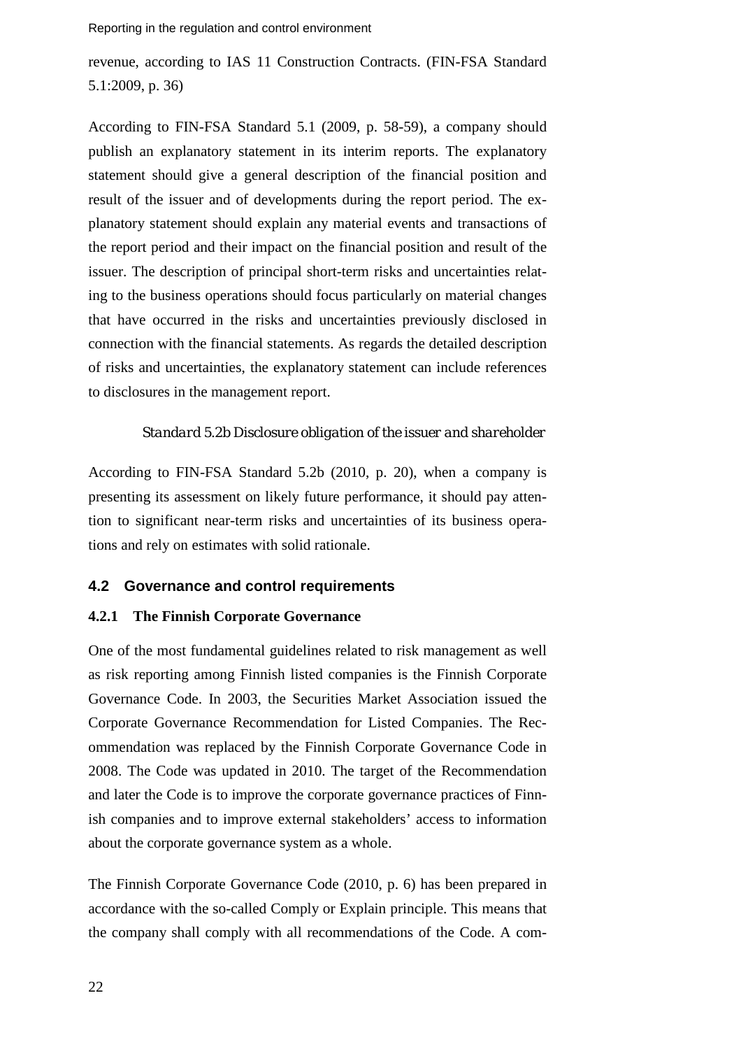revenue, according to IAS 11 Construction Contracts. (FIN-FSA Standard 5.1:2009, p. 36)

According to FIN-FSA Standard 5.1 (2009, p. 58-59), a company should publish an explanatory statement in its interim reports. The explanatory statement should give a general description of the financial position and result of the issuer and of developments during the report period. The explanatory statement should explain any material events and transactions of the report period and their impact on the financial position and result of the issuer. The description of principal short-term risks and uncertainties relating to the business operations should focus particularly on material changes that have occurred in the risks and uncertainties previously disclosed in connection with the financial statements. As regards the detailed description of risks and uncertainties, the explanatory statement can include references to disclosures in the management report.

*Standard 5.2b Disclosure obligation of the issuer and shareholder*

According to FIN-FSA Standard 5.2b (2010, p. 20), when a company is presenting its assessment on likely future performance, it should pay attention to significant near-term risks and uncertainties of its business operations and rely on estimates with solid rationale.

## 4.2 Governance and control requirements

### 4.2.1 The Finnish Corporate Governance

One of the most fundamental guidelines related to risk management as well as risk reporting among Finnish listed companies is the Finnish Corporate Governance Code. In 2003, the Securities Market Association issued the Corporate Governance Recommendation for Listed Companies. The Recommendation was replaced by the Finnish Corporate Governance Code in 2008. The Code was updated in 2010. The target of the Recommendation and later the Code is to improve the corporate governance practices of Finnish companies and to improve external stakeholders' access to information about the corporate governance system as a whole.

The Finnish Corporate Governance Code (2010, p. 6) has been prepared in accordance with the so-called Comply or Explain principle. This means that the company shall comply with all recommendations of the Code. A com-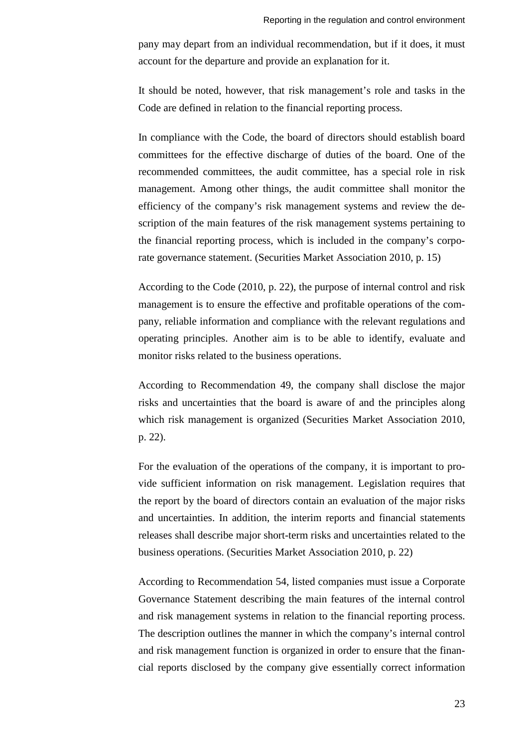pany may depart from an individual recommendation, but if it does, it must account for the departure and provide an explanation for it.

It should be noted, however, that risk management's role and tasks in the Code are defined in relation to the financial reporting process.

In compliance with the Code, the board of directors should establish board committees for the effective discharge of duties of the board. One of the recommended committees, the audit committee, has a special role in risk management. Among other things, the audit committee shall monitor the efficiency of the company's risk management systems and review the description of the main features of the risk management systems pertaining to the financial reporting process, which is included in the company's corporate governance statement. (Securities Market Association 2010, p. 15)

According to the Code (2010, p. 22), the purpose of internal control and risk management is to ensure the effective and profitable operations of the company, reliable information and compliance with the relevant regulations and operating principles. Another aim is to be able to identify, evaluate and monitor risks related to the business operations.

According to Recommendation 49, the company shall disclose the major risks and uncertainties that the board is aware of and the principles along which risk management is organized (Securities Market Association 2010, p. 22).

For the evaluation of the operations of the company, it is important to provide sufficient information on risk management. Legislation requires that the report by the board of directors contain an evaluation of the major risks and uncertainties. In addition, the interim reports and financial statements releases shall describe major short-term risks and uncertainties related to the business operations. (Securities Market Association 2010, p. 22)

According to Recommendation 54, listed companies must issue a Corporate Governance Statement describing the main features of the internal control and risk management systems in relation to the financial reporting process. The description outlines the manner in which the company's internal control and risk management function is organized in order to ensure that the financial reports disclosed by the company give essentially correct information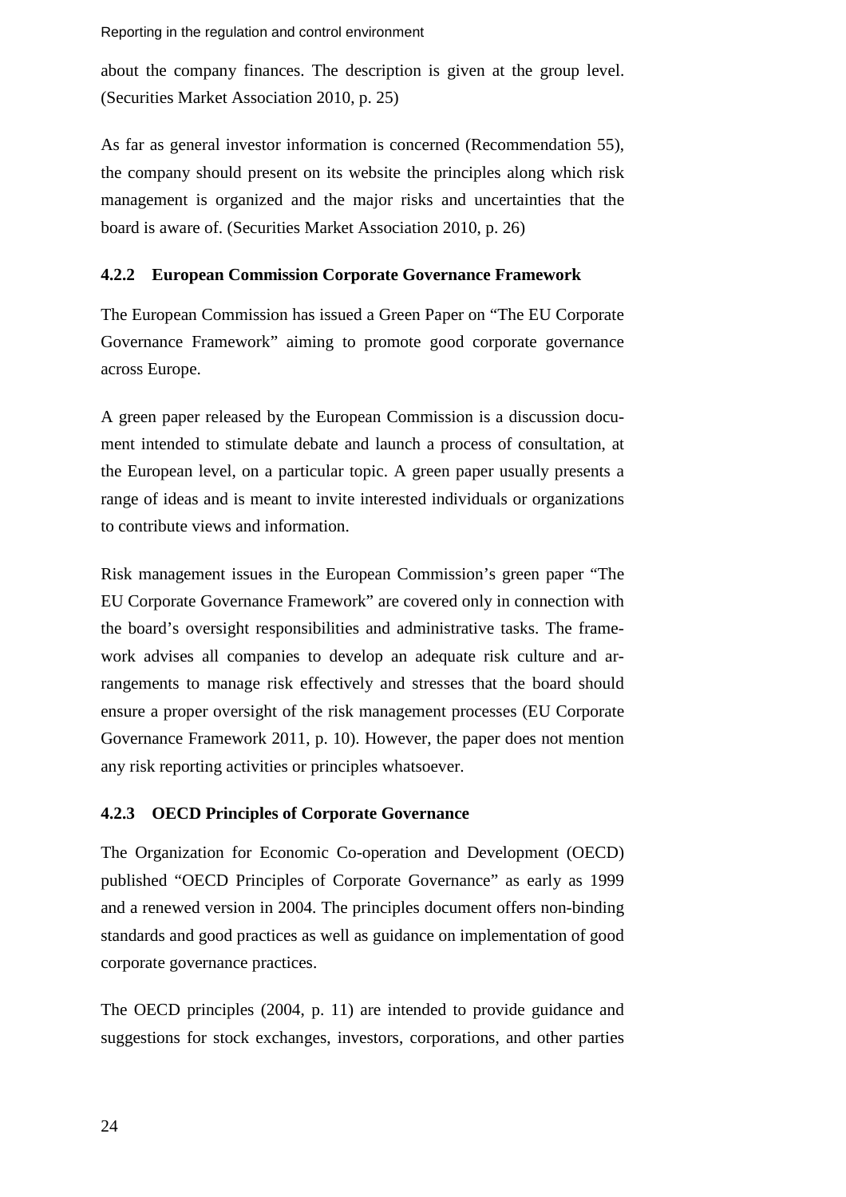about the company finances. The description is given at the group level. (Securities Market Association 2010, p. 25)

As far as general investor information is concerned (Recommendation 55), the company should present on its website the principles along which risk management is organized and the major risks and uncertainties that the board is aware of. (Securities Market Association 2010, p. 26)

### 4.2.2 European Commission Corporate Governance Framework

The European Commission has issued a Green Paper on “The EU Corporate Governance Framework” aiming to promote good corporate governance across Europe.

A green paper released by the European Commission is a discussion document intended to stimulate debate and launch a process of consultation, at the European level, on a particular topic. A green paper usually presents a range of ideas and is meant to invite interested individuals or organizations to contribute views and information.

Risk management issues in the European Commission’s green paper “The EU Corporate Governance Framework” are covered only in connection with the board’s oversight responsibilities and administrative tasks. The framework advises all companies to develop an adequate risk culture and arrangements to manage risk effectively and stresses that the board should ensure a proper oversight of the risk management processes (EU Corporate Governance Framework 2011, p. 10). However, the paper does not mention any risk reporting activities or principles whatsoever.

### 4.2.3 OECD Principles of Corporate Governance

The Organization for Economic Co-operation and Development (OECD) published “OECD Principles of Corporate Governance” as early as 1999 and a renewed version in 2004. The principles document offers non-binding standards and good practices as well as guidance on implementation of good corporate governance practices.

The OECD principles (2004, p. 11) are intended to provide guidance and suggestions for stock exchanges, investors, corporations, and other parties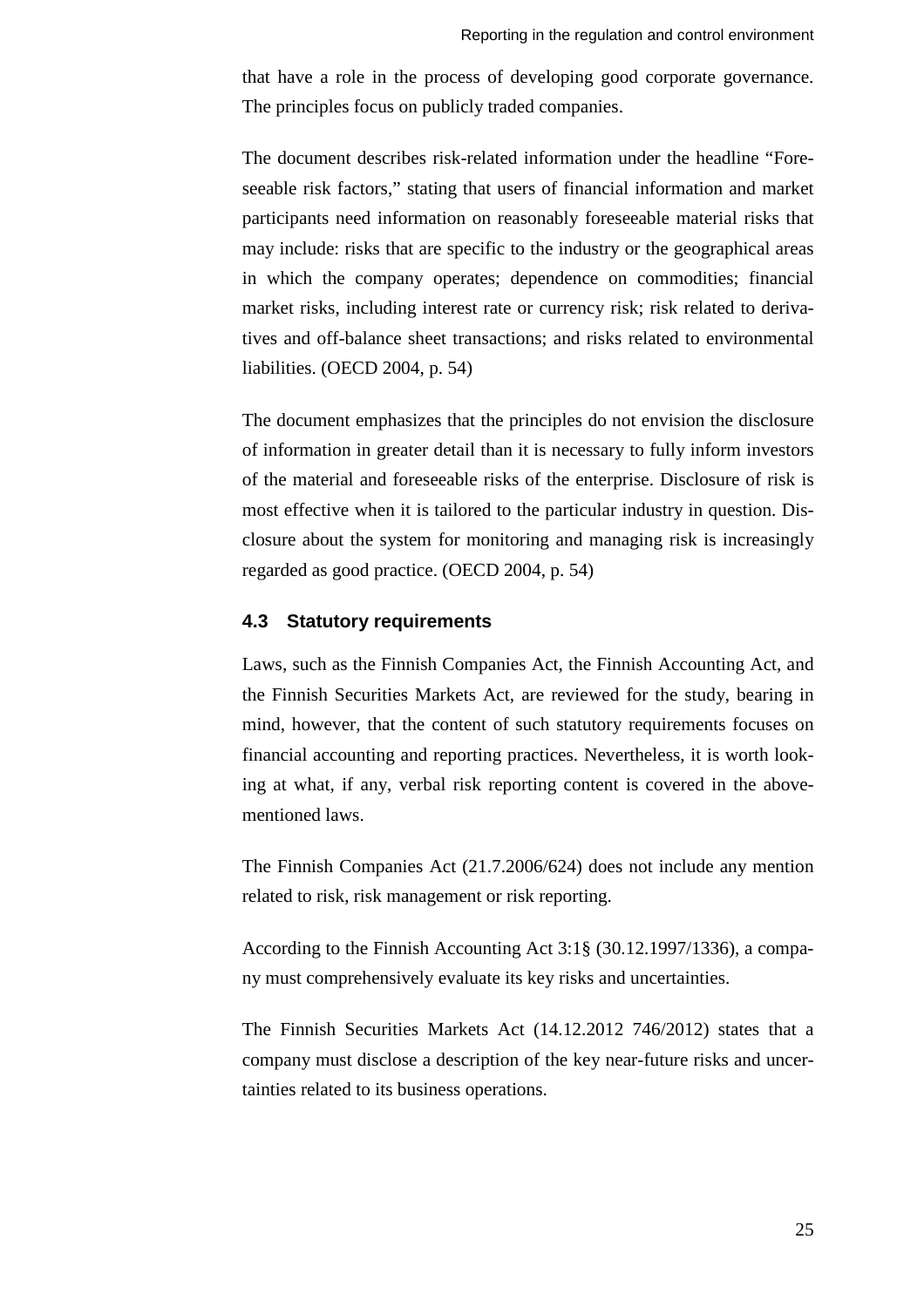that have a role in the process of developing good corporate governance. The principles focus on publicly traded companies.

The document describes risk-related information under the headline "Foreseeable risk factors," stating that users of financial information and market participants need information on reasonably foreseeable material risks that may include: risks that are specific to the industry or the geographical areas in which the company operates; dependence on commodities; financial market risks, including interest rate or currency risk; risk related to derivatives and off-balance sheet transactions; and risks related to environmental liabilities. (OECD 2004, p. 54)

The document emphasizes that the principles do not envision the disclosure of information in greater detail than it is necessary to fully inform investors of the material and foreseeable risks of the enterprise. Disclosure of risk is most effective when it is tailored to the particular industry in question. Disclosure about the system for monitoring and managing risk is increasingly regarded as good practice. (OECD 2004, p. 54)

### 4.3 Statutory requirements

Laws, such as the Finnish Companies Act, the Finnish Accounting Act, and the Finnish Securities Markets Act, are reviewed for the study, bearing in mind, however, that the content of such statutory requirements focuses on financial accounting and reporting practices. Nevertheless, it is worth looking at what, if any, verbal risk reporting content is covered in the above-mentioned laws.

The Finnish Companies Act (21.7.2006/624) does not include any mention related to risk, risk management or risk reporting.

According to the Finnish Accounting Act 3:1§ (30.12.1997/1336), a company must comprehensively evaluate its key risks and uncertainties.

The Finnish Securities Markets Act (14.12.2012 746/2012) states that a company must disclose a description of the key near-future risks and uncertainties related to its business operations.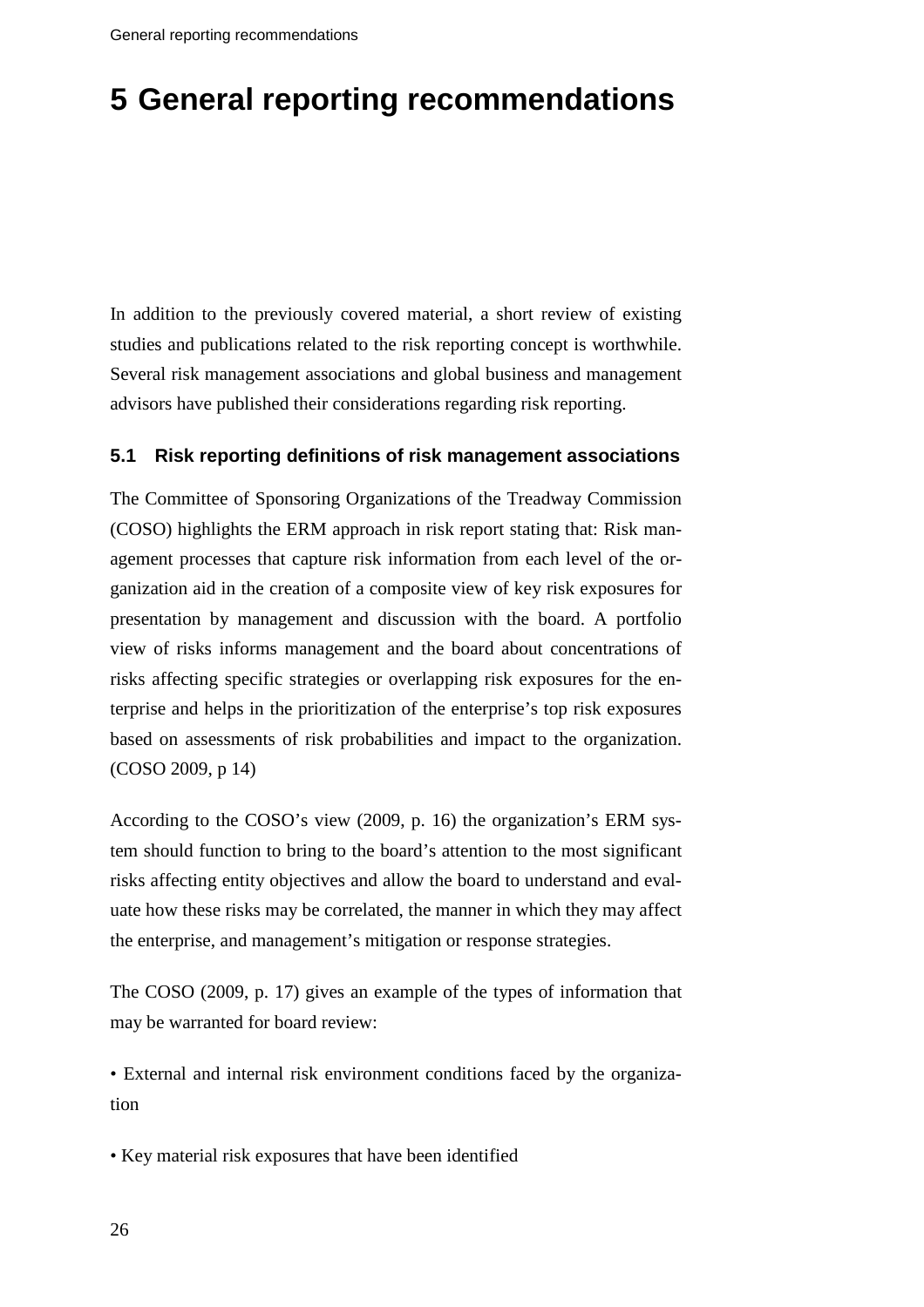# 5 General reporting recommendations

In addition to the previously covered material, a short review of existing studies and publications related to the risk reporting concept is worthwhile. Several risk management associations and global business and management advisors have published their considerations regarding risk reporting.

## 5.1 Risk reporting definitions of risk management associations

The Committee of Sponsoring Organizations of the Treadway Commission (COSO) highlights the ERM approach in risk report stating that: Risk management processes that capture risk information from each level of the organization aid in the creation of a composite view of key risk exposures for presentation by management and discussion with the board. A portfolio view of risks informs management and the board about concentrations of risks affecting specific strategies or overlapping risk exposures for the enterprise and helps in the prioritization of the enterprise's top risk exposures based on assessments of risk probabilities and impact to the organization. (COSO 2009, p 14)

According to the COSO's view (2009, p. 16) the organization's ERM system should function to bring to the board's attention to the most significant risks affecting entity objectives and allow the board to understand and evaluate how these risks may be correlated, the manner in which they may affect the enterprise, and management's mitigation or response strategies.

The COSO (2009, p. 17) gives an example of the types of information that may be warranted for board review:

- External and internal risk environment conditions faced by the organization
- Key material risk exposures that have been identified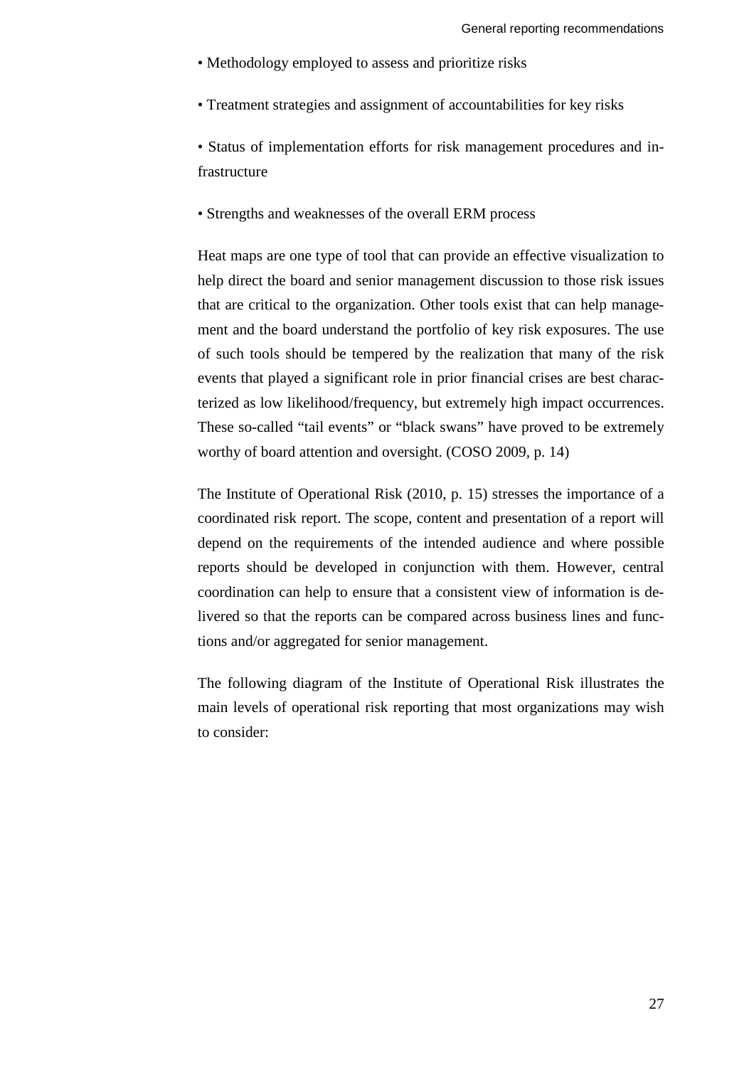- Methodology employed to assess and prioritize risks
- Treatment strategies and assignment of accountabilities for key risks
- Status of implementation efforts for risk management procedures and infrastructure
- Strengths and weaknesses of the overall ERM process

Heat maps are one type of tool that can provide an effective visualization to help direct the board and senior management discussion to those risk issues that are critical to the organization. Other tools exist that can help management and the board understand the portfolio of key risk exposures. The use of such tools should be tempered by the realization that many of the risk events that played a significant role in prior financial crises are best characterized as low likelihood/frequency, but extremely high impact occurrences. These so-called "tail events" or "black swans" have proved to be extremely worthy of board attention and oversight. (COSO 2009, p. 14)

The Institute of Operational Risk (2010, p. 15) stresses the importance of a coordinated risk report. The scope, content and presentation of a report will depend on the requirements of the intended audience and where possible reports should be developed in conjunction with them. However, central coordination can help to ensure that a consistent view of information is delivered so that the reports can be compared across business lines and functions and/or aggregated for senior management.

The following diagram of the Institute of Operational Risk illustrates the main levels of operational risk reporting that most organizations may wish to consider: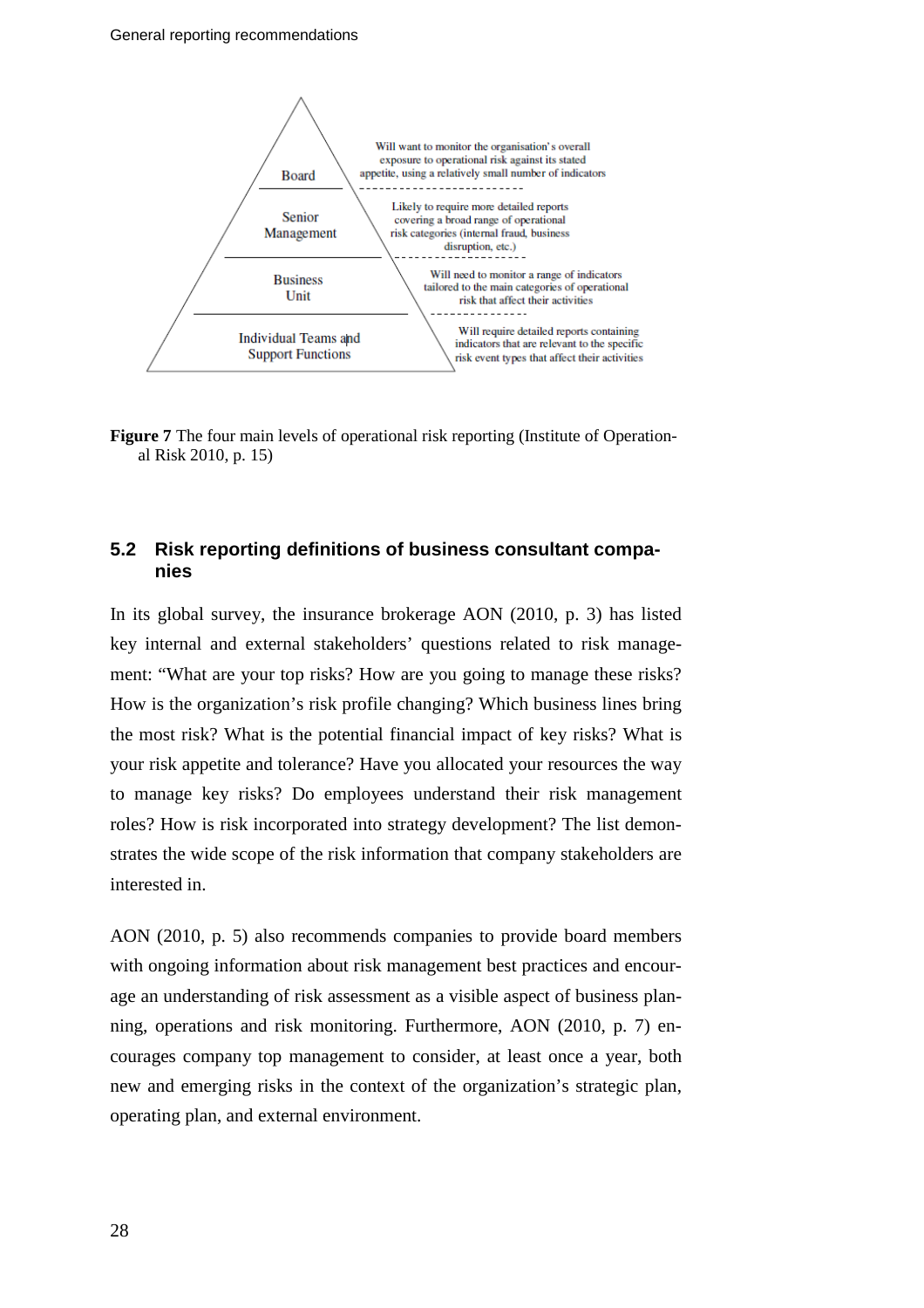| Level | Reporting need |
|---|---|
| Board | Will want to monitor the organisation's overall exposure to operational risk against its stated appetite, using a relatively small number of indicators |
| Senior Management | Likely to require more detailed reports covering a broad range of operational risk categories (internal fraud, business disruption, etc.) |
| Business Unit | Will need to monitor a range of indicators tailored to the main categories of operational risk that affect their activities |
| Individual Teams and Support Functions | Will require detailed reports containing indicators that are relevant to the specific risk event types that affect their activities |

**Figure 7** The four main levels of operational risk reporting (Institute of Operational Risk 2010, p. 15)

## 5.2 Risk reporting definitions of business consultant companies

In its global survey, the insurance brokerage AON (2010, p. 3) has listed key internal and external stakeholders' questions related to risk management: "What are your top risks? How are you going to manage these risks? How is the organization's risk profile changing? Which business lines bring the most risk? What is the potential financial impact of key risks? What is your risk appetite and tolerance? Have you allocated your resources the way to manage key risks? Do employees understand their risk management roles? How is risk incorporated into strategy development? The list demonstrates the wide scope of the risk information that company stakeholders are interested in.

AON (2010, p. 5) also recommends companies to provide board members with ongoing information about risk management best practices and encourage an understanding of risk assessment as a visible aspect of business planning, operations and risk monitoring. Furthermore, AON (2010, p. 7) encourages company top management to consider, at least once a year, both new and emerging risks in the context of the organization's strategic plan, operating plan, and external environment.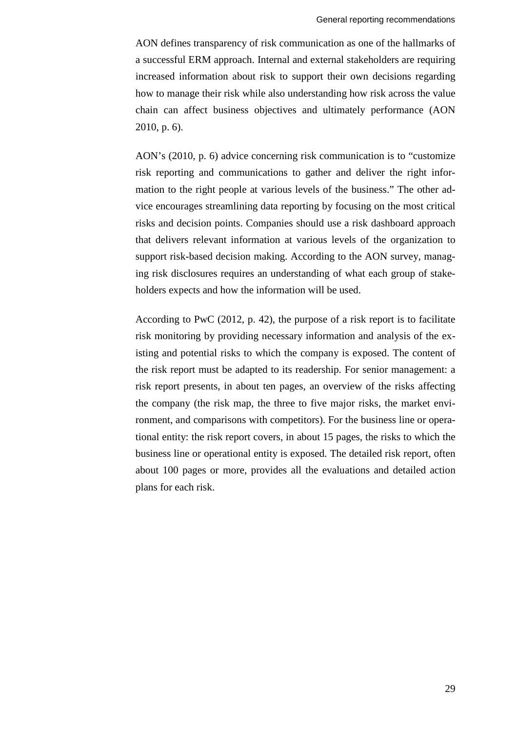AON defines transparency of risk communication as one of the hallmarks of a successful ERM approach. Internal and external stakeholders are requiring increased information about risk to support their own decisions regarding how to manage their risk while also understanding how risk across the value chain can affect business objectives and ultimately performance (AON 2010, p. 6).

AON's (2010, p. 6) advice concerning risk communication is to "customize risk reporting and communications to gather and deliver the right information to the right people at various levels of the business." The other advice encourages streamlining data reporting by focusing on the most critical risks and decision points. Companies should use a risk dashboard approach that delivers relevant information at various levels of the organization to support risk-based decision making. According to the AON survey, managing risk disclosures requires an understanding of what each group of stakeholders expects and how the information will be used.

According to PwC (2012, p. 42), the purpose of a risk report is to facilitate risk monitoring by providing necessary information and analysis of the existing and potential risks to which the company is exposed. The content of the risk report must be adapted to its readership. For senior management: a risk report presents, in about ten pages, an overview of the risks affecting the company (the risk map, the three to five major risks, the market environment, and comparisons with competitors). For the business line or operational entity: the risk report covers, in about 15 pages, the risks to which the business line or operational entity is exposed. The detailed risk report, often about 100 pages or more, provides all the evaluations and detailed action plans for each risk.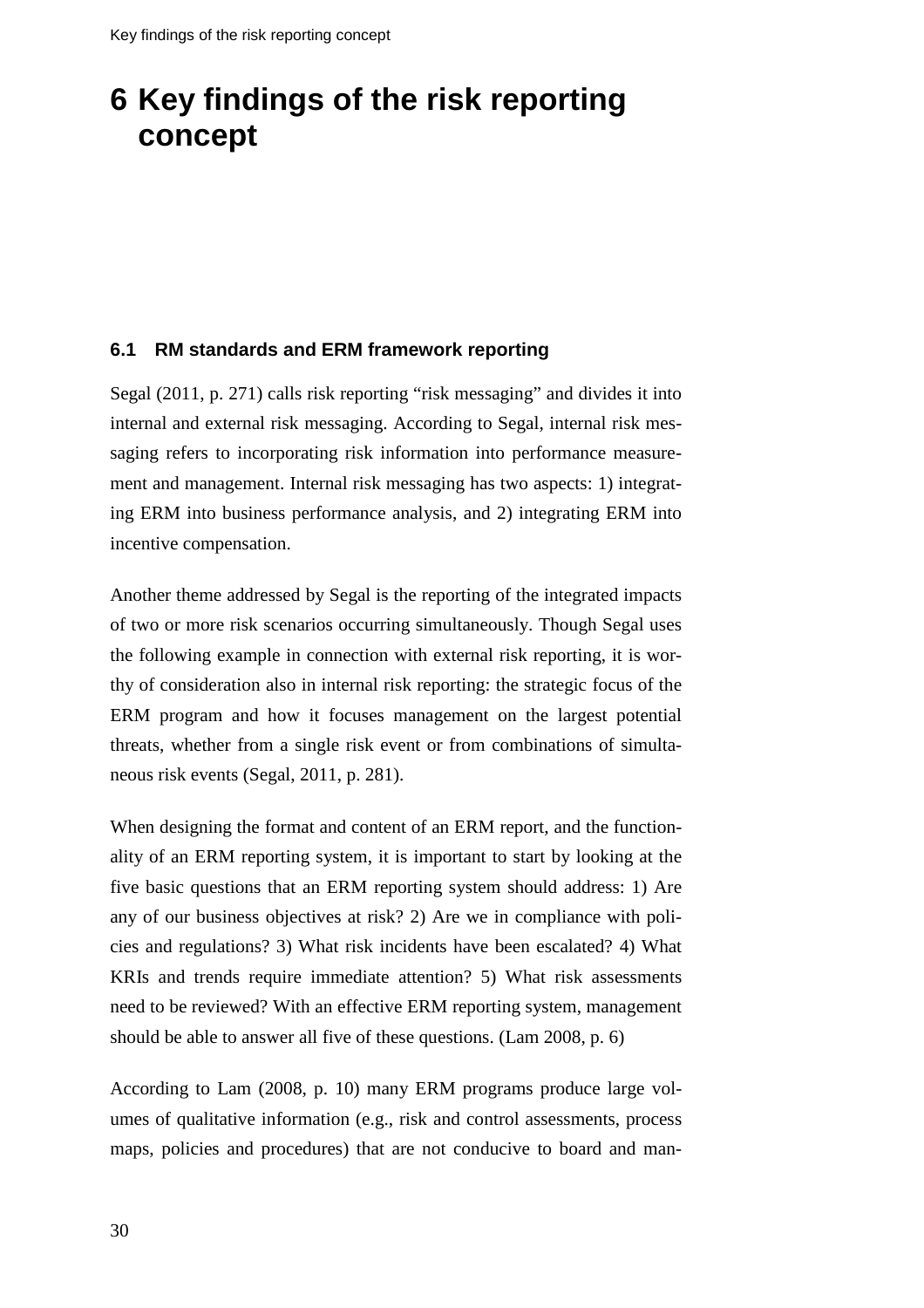# 6 Key findings of the risk reporting concept

## 6.1 RM standards and ERM framework reporting

Segal (2011, p. 271) calls risk reporting "risk messaging" and divides it into internal and external risk messaging. According to Segal, internal risk messaging refers to incorporating risk information into performance measurement and management. Internal risk messaging has two aspects: 1) integrating ERM into business performance analysis, and 2) integrating ERM into incentive compensation.

Another theme addressed by Segal is the reporting of the integrated impacts of two or more risk scenarios occurring simultaneously. Though Segal uses the following example in connection with external risk reporting, it is worthy of consideration also in internal risk reporting: the strategic focus of the ERM program and how it focuses management on the largest potential threats, whether from a single risk event or from combinations of simultaneous risk events (Segal, 2011, p. 281).

When designing the format and content of an ERM report, and the functionality of an ERM reporting system, it is important to start by looking at the five basic questions that an ERM reporting system should address: 1) Are any of our business objectives at risk? 2) Are we in compliance with policies and regulations? 3) What risk incidents have been escalated? 4) What KRIs and trends require immediate attention? 5) What risk assessments need to be reviewed? With an effective ERM reporting system, management should be able to answer all five of these questions. (Lam 2008, p. 6)

According to Lam (2008, p. 10) many ERM programs produce large volumes of qualitative information (e.g., risk and control assessments, process maps, policies and procedures) that are not conducive to board and man-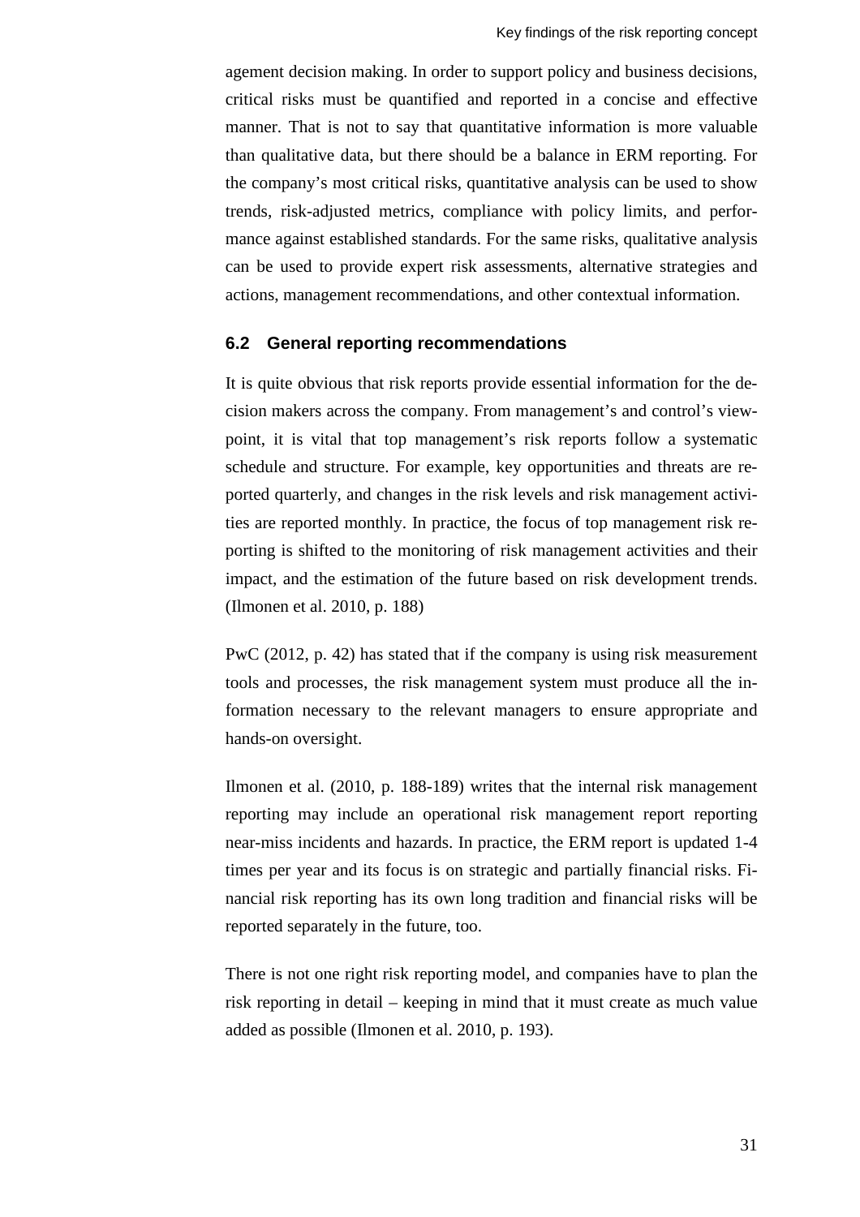agement decision making. In order to support policy and business decisions, critical risks must be quantified and reported in a concise and effective manner. That is not to say that quantitative information is more valuable than qualitative data, but there should be a balance in ERM reporting. For the company's most critical risks, quantitative analysis can be used to show trends, risk-adjusted metrics, compliance with policy limits, and performance against established standards. For the same risks, qualitative analysis can be used to provide expert risk assessments, alternative strategies and actions, management recommendations, and other contextual information.

### 6.2 General reporting recommendations

It is quite obvious that risk reports provide essential information for the decision makers across the company. From management's and control's viewpoint, it is vital that top management's risk reports follow a systematic schedule and structure. For example, key opportunities and threats are reported quarterly, and changes in the risk levels and risk management activities are reported monthly. In practice, the focus of top management risk reporting is shifted to the monitoring of risk management activities and their impact, and the estimation of the future based on risk development trends. (Ilmonen et al. 2010, p. 188)

PwC (2012, p. 42) has stated that if the company is using risk measurement tools and processes, the risk management system must produce all the information necessary to the relevant managers to ensure appropriate and hands-on oversight.

Ilmonen et al. (2010, p. 188-189) writes that the internal risk management reporting may include an operational risk management report reporting near-miss incidents and hazards. In practice, the ERM report is updated 1-4 times per year and its focus is on strategic and partially financial risks. Financial risk reporting has its own long tradition and financial risks will be reported separately in the future, too.

There is not one right risk reporting model, and companies have to plan the risk reporting in detail – keeping in mind that it must create as much value added as possible (Ilmonen et al. 2010, p. 193).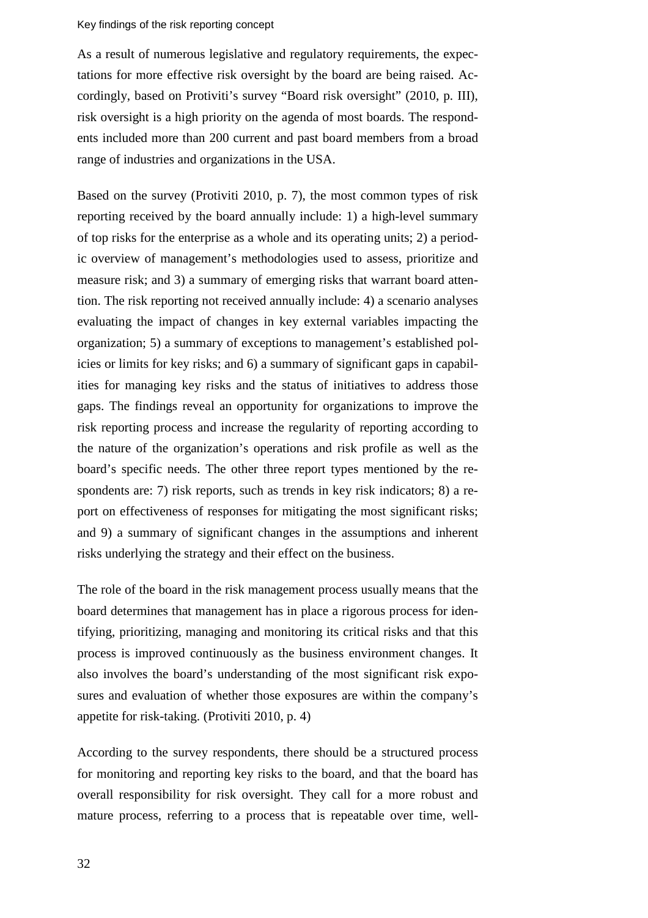As a result of numerous legislative and regulatory requirements, the expectations for more effective risk oversight by the board are being raised. Accordingly, based on Protiviti's survey "Board risk oversight" (2010, p. III), risk oversight is a high priority on the agenda of most boards. The respondents included more than 200 current and past board members from a broad range of industries and organizations in the USA.

Based on the survey (Protiviti 2010, p. 7), the most common types of risk reporting received by the board annually include: 1) a high-level summary of top risks for the enterprise as a whole and its operating units; 2) a periodic overview of management's methodologies used to assess, prioritize and measure risk; and 3) a summary of emerging risks that warrant board attention. The risk reporting not received annually include: 4) a scenario analyses evaluating the impact of changes in key external variables impacting the organization; 5) a summary of exceptions to management's established policies or limits for key risks; and 6) a summary of significant gaps in capabilities for managing key risks and the status of initiatives to address those gaps. The findings reveal an opportunity for organizations to improve the risk reporting process and increase the regularity of reporting according to the nature of the organization's operations and risk profile as well as the board's specific needs. The other three report types mentioned by the respondents are: 7) risk reports, such as trends in key risk indicators; 8) a report on effectiveness of responses for mitigating the most significant risks; and 9) a summary of significant changes in the assumptions and inherent risks underlying the strategy and their effect on the business.

The role of the board in the risk management process usually means that the board determines that management has in place a rigorous process for identifying, prioritizing, managing and monitoring its critical risks and that this process is improved continuously as the business environment changes. It also involves the board's understanding of the most significant risk exposures and evaluation of whether those exposures are within the company's appetite for risk-taking. (Protiviti 2010, p. 4)

According to the survey respondents, there should be a structured process for monitoring and reporting key risks to the board, and that the board has overall responsibility for risk oversight. They call for a more robust and mature process, referring to a process that is repeatable over time, well-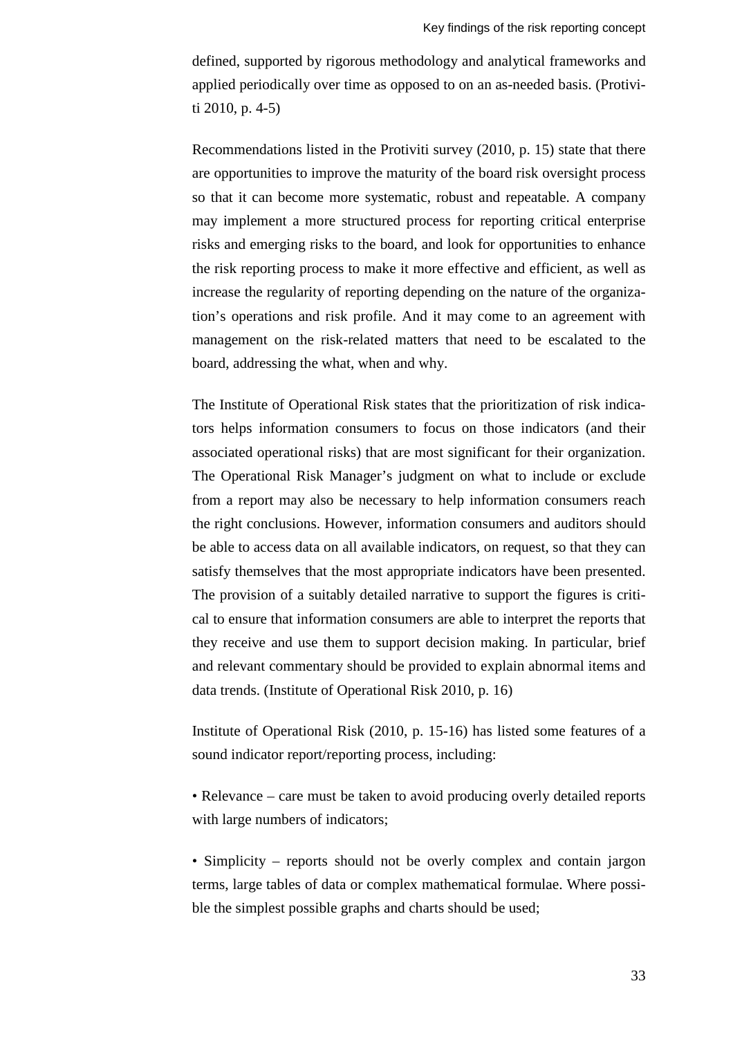defined, supported by rigorous methodology and analytical frameworks and applied periodically over time as opposed to on an as-needed basis. (Protiviti 2010, p. 4-5)

Recommendations listed in the Protiviti survey (2010, p. 15) state that there are opportunities to improve the maturity of the board risk oversight process so that it can become more systematic, robust and repeatable. A company may implement a more structured process for reporting critical enterprise risks and emerging risks to the board, and look for opportunities to enhance the risk reporting process to make it more effective and efficient, as well as increase the regularity of reporting depending on the nature of the organization's operations and risk profile. And it may come to an agreement with management on the risk-related matters that need to be escalated to the board, addressing the what, when and why.

The Institute of Operational Risk states that the prioritization of risk indicators helps information consumers to focus on those indicators (and their associated operational risks) that are most significant for their organization. The Operational Risk Manager's judgment on what to include or exclude from a report may also be necessary to help information consumers reach the right conclusions. However, information consumers and auditors should be able to access data on all available indicators, on request, so that they can satisfy themselves that the most appropriate indicators have been presented. The provision of a suitably detailed narrative to support the figures is critical to ensure that information consumers are able to interpret the reports that they receive and use them to support decision making. In particular, brief and relevant commentary should be provided to explain abnormal items and data trends. (Institute of Operational Risk 2010, p. 16)

Institute of Operational Risk (2010, p. 15-16) has listed some features of a sound indicator report/reporting process, including:

• Relevance – care must be taken to avoid producing overly detailed reports with large numbers of indicators;

• Simplicity – reports should not be overly complex and contain jargon terms, large tables of data or complex mathematical formulae. Where possible the simplest possible graphs and charts should be used;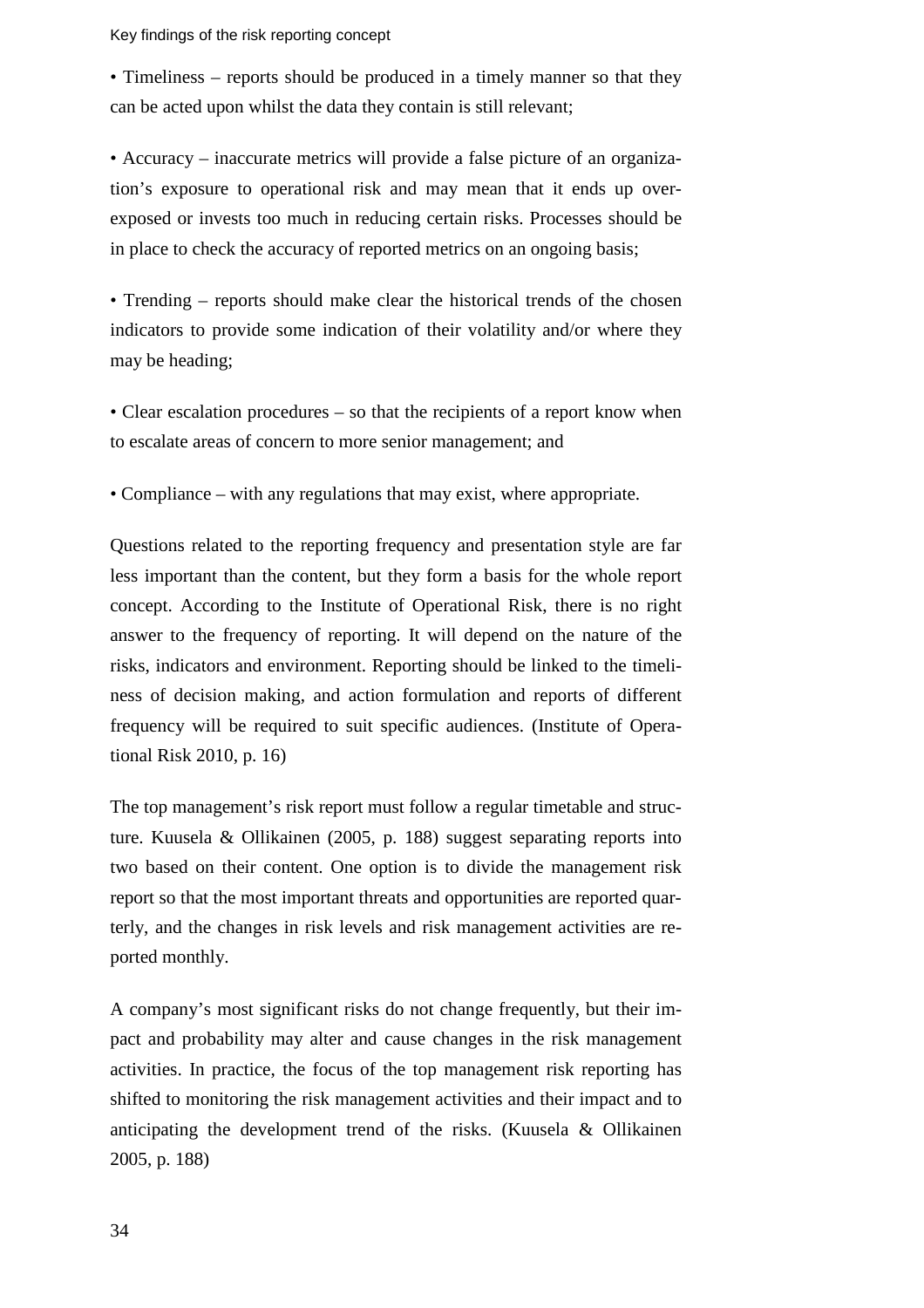- Timeliness – reports should be produced in a timely manner so that they can be acted upon whilst the data they contain is still relevant;

- Accuracy – inaccurate metrics will provide a false picture of an organization's exposure to operational risk and may mean that it ends up over-exposed or invests too much in reducing certain risks. Processes should be in place to check the accuracy of reported metrics on an ongoing basis;

- Trending – reports should make clear the historical trends of the chosen indicators to provide some indication of their volatility and/or where they may be heading;

- Clear escalation procedures – so that the recipients of a report know when to escalate areas of concern to more senior management; and

- Compliance – with any regulations that may exist, where appropriate.

Questions related to the reporting frequency and presentation style are far less important than the content, but they form a basis for the whole report concept. According to the Institute of Operational Risk, there is no right answer to the frequency of reporting. It will depend on the nature of the risks, indicators and environment. Reporting should be linked to the timeliness of decision making, and action formulation and reports of different frequency will be required to suit specific audiences. (Institute of Operational Risk 2010, p. 16)

The top management's risk report must follow a regular timetable and structure. Kuusela & Ollikainen (2005, p. 188) suggest separating reports into two based on their content. One option is to divide the management risk report so that the most important threats and opportunities are reported quarterly, and the changes in risk levels and risk management activities are reported monthly.

A company's most significant risks do not change frequently, but their impact and probability may alter and cause changes in the risk management activities. In practice, the focus of the top management risk reporting has shifted to monitoring the risk management activities and their impact and to anticipating the development trend of the risks. (Kuusela & Ollikainen 2005, p. 188)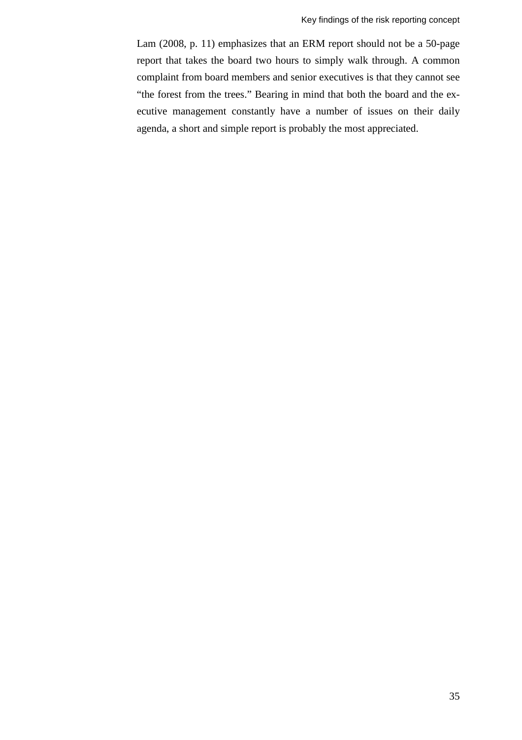Lam (2008, p. 11) emphasizes that an ERM report should not be a 50-page report that takes the board two hours to simply walk through. A common complaint from board members and senior executives is that they cannot see “the forest from the trees.” Bearing in mind that both the board and the executive management constantly have a number of issues on their daily agenda, a short and simple report is probably the most appreciated.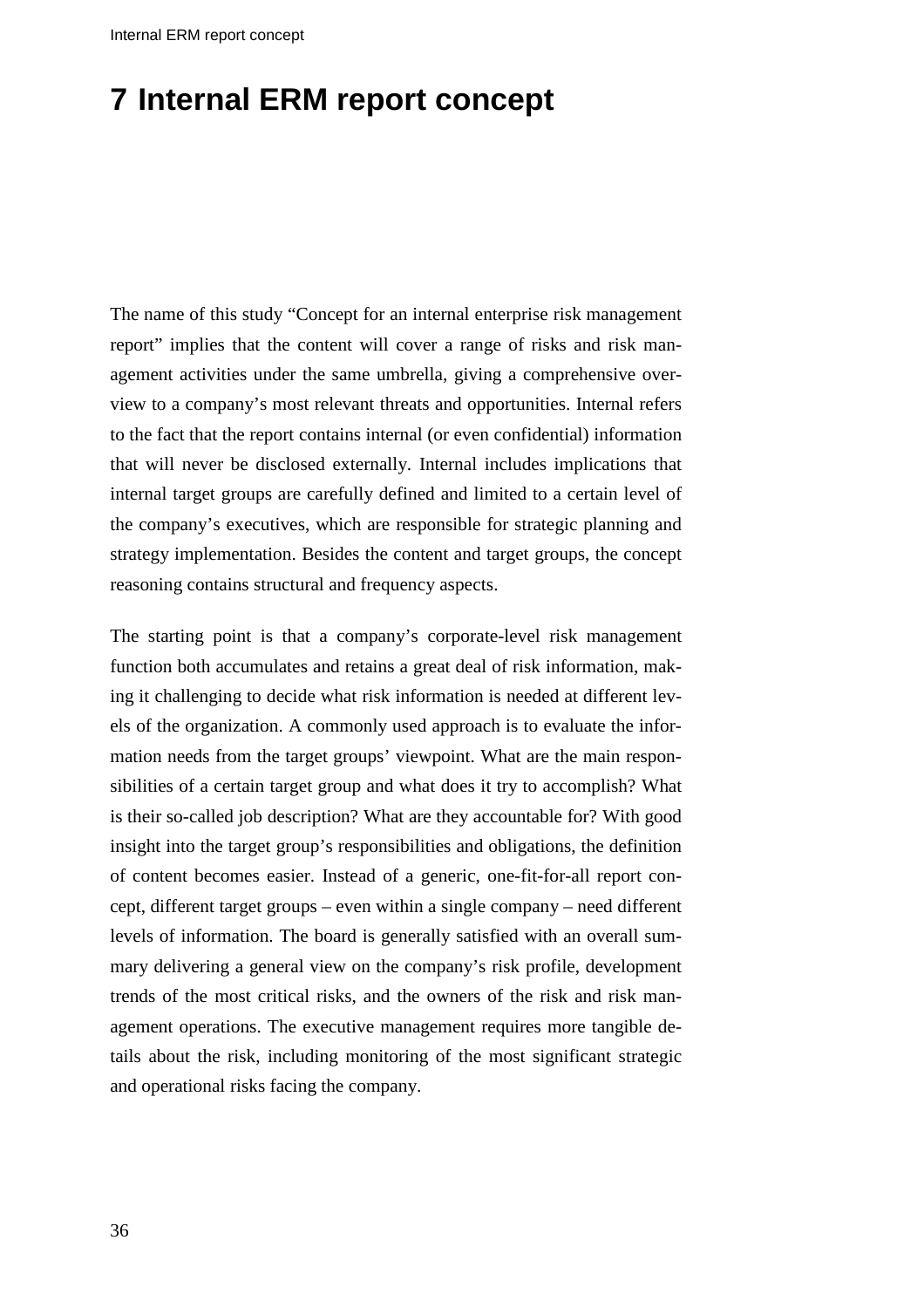# 7 Internal ERM report concept

The name of this study "Concept for an internal enterprise risk management report" implies that the content will cover a range of risks and risk management activities under the same umbrella, giving a comprehensive overview to a company's most relevant threats and opportunities. Internal refers to the fact that the report contains internal (or even confidential) information that will never be disclosed externally. Internal includes implications that internal target groups are carefully defined and limited to a certain level of the company's executives, which are responsible for strategic planning and strategy implementation. Besides the content and target groups, the concept reasoning contains structural and frequency aspects.

The starting point is that a company's corporate-level risk management function both accumulates and retains a great deal of risk information, making it challenging to decide what risk information is needed at different levels of the organization. A commonly used approach is to evaluate the information needs from the target groups' viewpoint. What are the main responsibilities of a certain target group and what does it try to accomplish? What is their so-called job description? What are they accountable for? With good insight into the target group's responsibilities and obligations, the definition of content becomes easier. Instead of a generic, one-fit-for-all report concept, different target groups – even within a single company – need different levels of information. The board is generally satisfied with an overall summary delivering a general view on the company's risk profile, development trends of the most critical risks, and the owners of the risk and risk management operations. The executive management requires more tangible details about the risk, including monitoring of the most significant strategic and operational risks facing the company.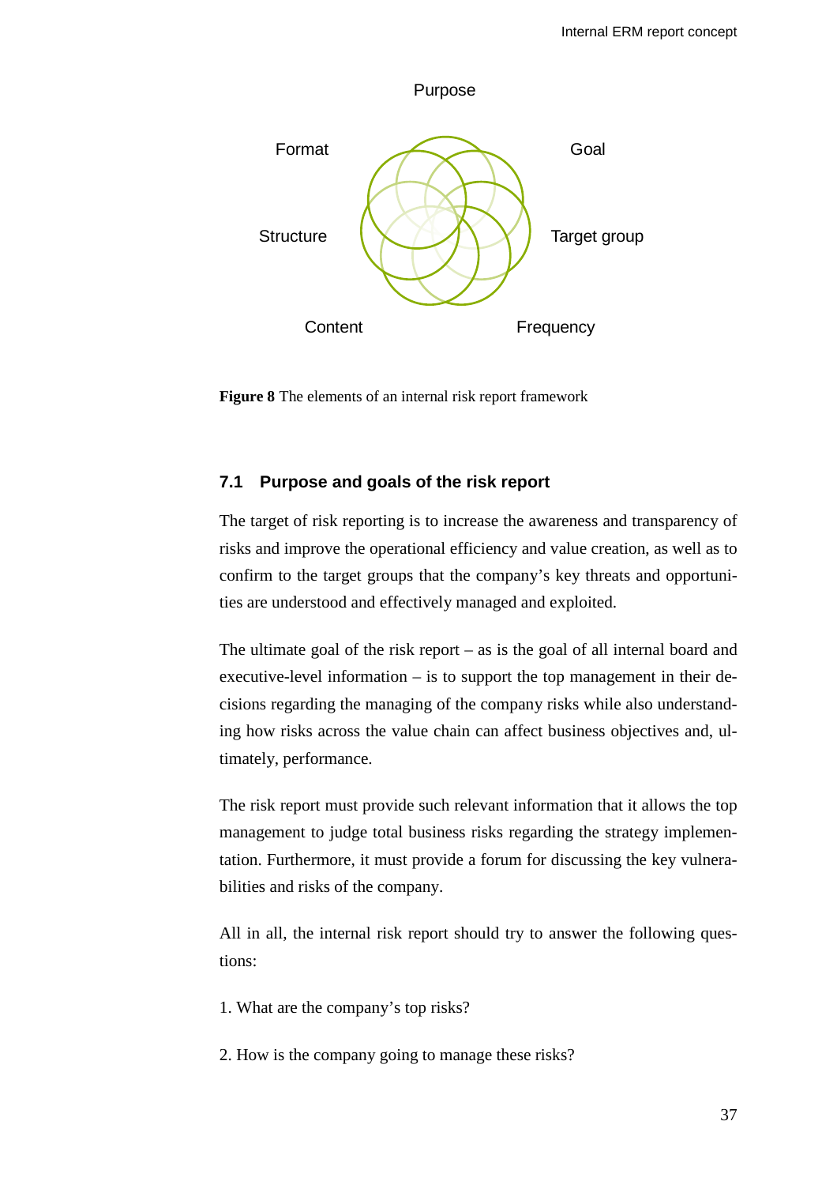Purpose

Format

Goal

Structure

Target group

Content

Frequency

**Figure 8** The elements of an internal risk report framework

### 7.1 Purpose and goals of the risk report

The target of risk reporting is to increase the awareness and transparency of risks and improve the operational efficiency and value creation, as well as to confirm to the target groups that the company's key threats and opportunities are understood and effectively managed and exploited.

The ultimate goal of the risk report – as is the goal of all internal board and executive-level information – is to support the top management in their decisions regarding the managing of the company risks while also understanding how risks across the value chain can affect business objectives and, ultimately, performance.

The risk report must provide such relevant information that it allows the top management to judge total business risks regarding the strategy implementation. Furthermore, it must provide a forum for discussing the key vulnerabilities and risks of the company.

All in all, the internal risk report should try to answer the following questions:

1. What are the company's top risks?

2. How is the company going to manage these risks?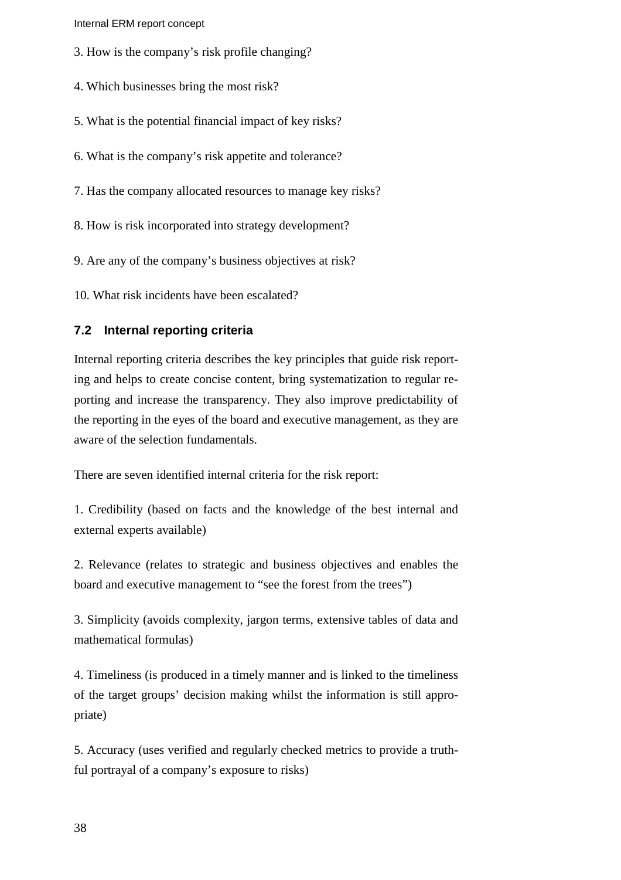3. How is the company's risk profile changing?

4. Which businesses bring the most risk?

5. What is the potential financial impact of key risks?

6. What is the company's risk appetite and tolerance?

7. Has the company allocated resources to manage key risks?

8. How is risk incorporated into strategy development?

9. Are any of the company's business objectives at risk?

10. What risk incidents have been escalated?

## 7.2 Internal reporting criteria

Internal reporting criteria describes the key principles that guide risk reporting and helps to create concise content, bring systematization to regular reporting and increase the transparency. They also improve predictability of the reporting in the eyes of the board and executive management, as they are aware of the selection fundamentals.

There are seven identified internal criteria for the risk report:

1. Credibility (based on facts and the knowledge of the best internal and external experts available)

2. Relevance (relates to strategic and business objectives and enables the board and executive management to "see the forest from the trees")

3. Simplicity (avoids complexity, jargon terms, extensive tables of data and mathematical formulas)

4. Timeliness (is produced in a timely manner and is linked to the timeliness of the target groups' decision making whilst the information is still appropriate)

5. Accuracy (uses verified and regularly checked metrics to provide a truthful portrayal of a company's exposure to risks)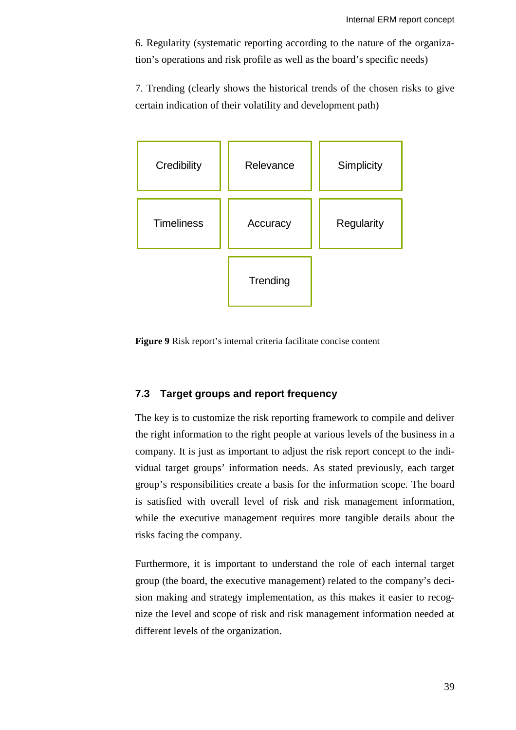6. Regularity (systematic reporting according to the nature of the organization's operations and risk profile as well as the board's specific needs)

7. Trending (clearly shows the historical trends of the chosen risks to give certain indication of their volatility and development path)

| Credibility | Relevance | Simplicity |
|---|---|---|
| Timeliness | Accuracy | Regularity |
| | Trending | |

**Figure 9** Risk report's internal criteria facilitate concise content

### 7.3 Target groups and report frequency

The key is to customize the risk reporting framework to compile and deliver the right information to the right people at various levels of the business in a company. It is just as important to adjust the risk report concept to the individual target groups' information needs. As stated previously, each target group's responsibilities create a basis for the information scope. The board is satisfied with overall level of risk and risk management information, while the executive management requires more tangible details about the risks facing the company.

Furthermore, it is important to understand the role of each internal target group (the board, the executive management) related to the company's decision making and strategy implementation, as this makes it easier to recognize the level and scope of risk and risk management information needed at different levels of the organization.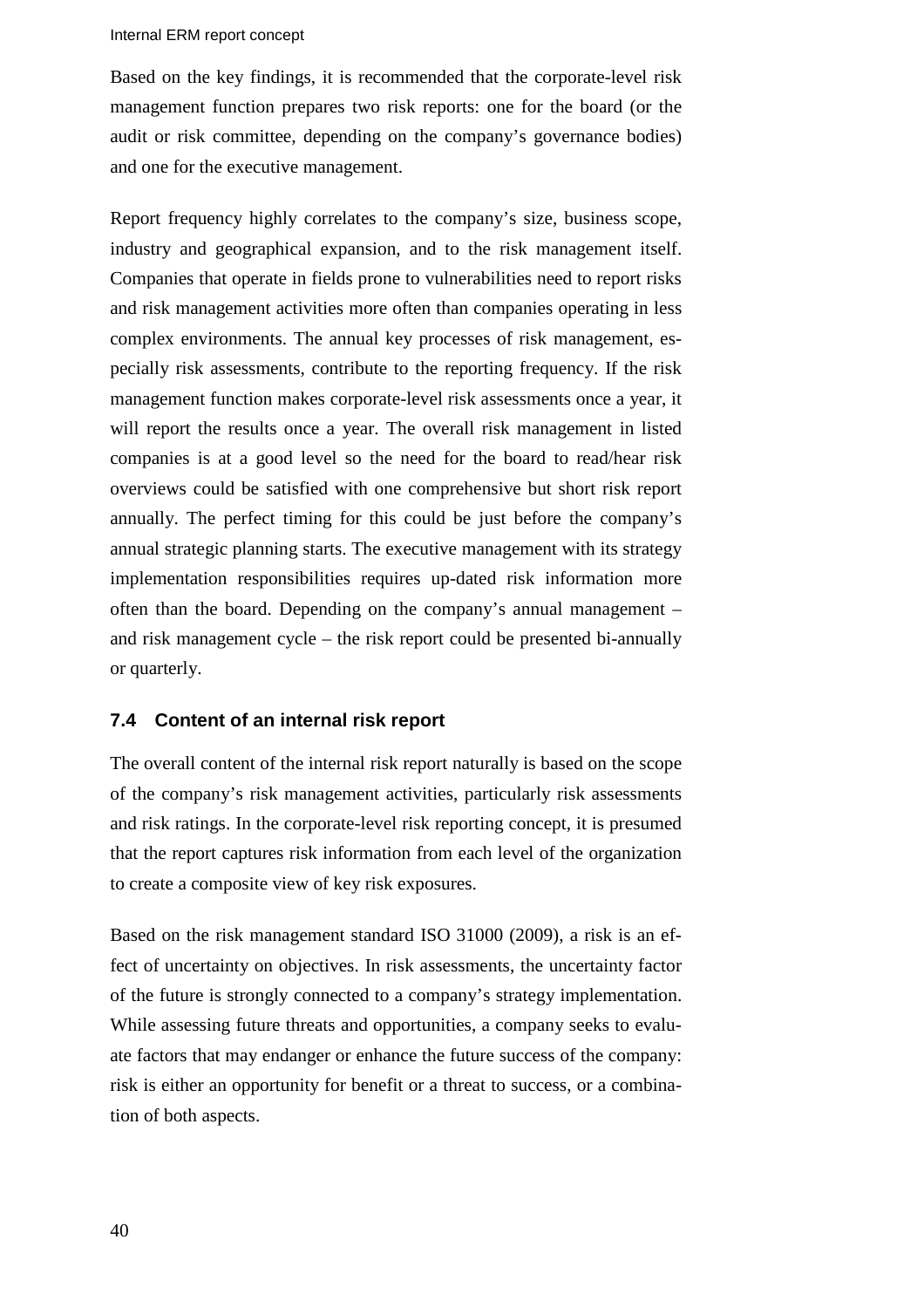Based on the key findings, it is recommended that the corporate-level risk management function prepares two risk reports: one for the board (or the audit or risk committee, depending on the company's governance bodies) and one for the executive management.

Report frequency highly correlates to the company's size, business scope, industry and geographical expansion, and to the risk management itself. Companies that operate in fields prone to vulnerabilities need to report risks and risk management activities more often than companies operating in less complex environments. The annual key processes of risk management, especially risk assessments, contribute to the reporting frequency. If the risk management function makes corporate-level risk assessments once a year, it will report the results once a year. The overall risk management in listed companies is at a good level so the need for the board to read/hear risk overviews could be satisfied with one comprehensive but short risk report annually. The perfect timing for this could be just before the company's annual strategic planning starts. The executive management with its strategy implementation responsibilities requires up-dated risk information more often than the board. Depending on the company's annual management – and risk management cycle – the risk report could be presented bi-annually or quarterly.

### 7.4 Content of an internal risk report

The overall content of the internal risk report naturally is based on the scope of the company's risk management activities, particularly risk assessments and risk ratings. In the corporate-level risk reporting concept, it is presumed that the report captures risk information from each level of the organization to create a composite view of key risk exposures.

Based on the risk management standard ISO 31000 (2009), a risk is an effect of uncertainty on objectives. In risk assessments, the uncertainty factor of the future is strongly connected to a company's strategy implementation. While assessing future threats and opportunities, a company seeks to evaluate factors that may endanger or enhance the future success of the company: risk is either an opportunity for benefit or a threat to success, or a combination of both aspects.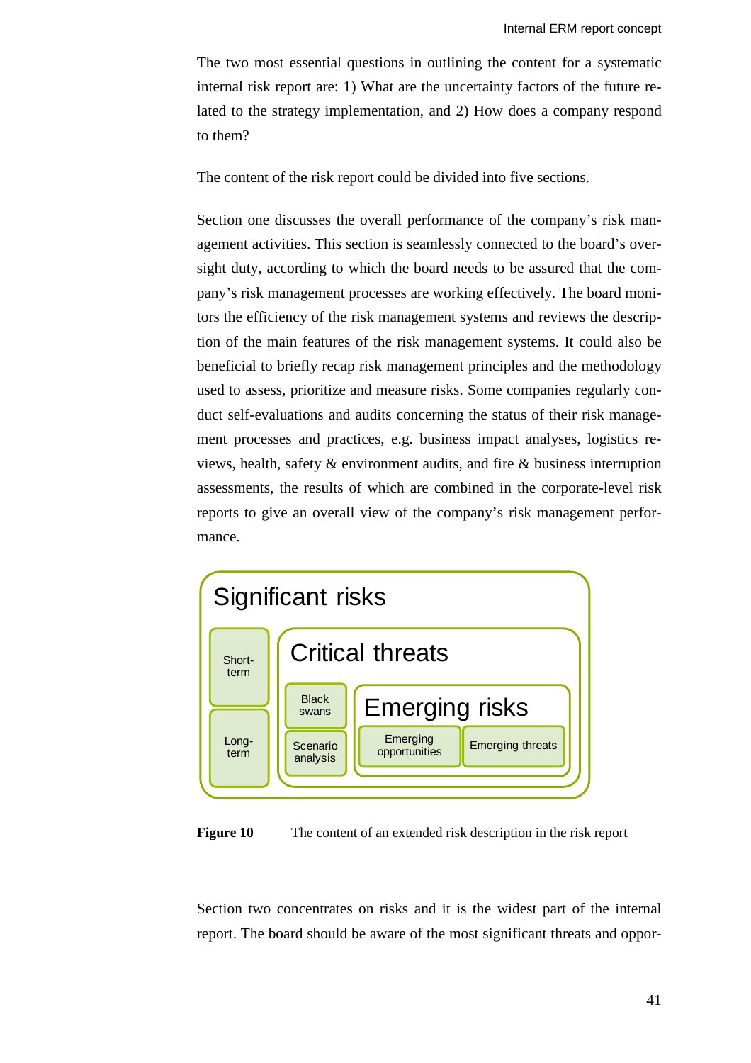The two most essential questions in outlining the content for a systematic internal risk report are: 1) What are the uncertainty factors of the future related to the strategy implementation, and 2) How does a company respond to them?

The content of the risk report could be divided into five sections.

Section one discusses the overall performance of the company's risk management activities. This section is seamlessly connected to the board's oversight duty, according to which the board needs to be assured that the company's risk management processes are working effectively. The board monitors the efficiency of the risk management systems and reviews the description of the main features of the risk management systems. It could also be beneficial to briefly recap risk management principles and the methodology used to assess, prioritize and measure risks. Some companies regularly conduct self-evaluations and audits concerning the status of their risk management processes and practices, e.g. business impact analyses, logistics reviews, health, safety & environment audits, and fire & business interruption assessments, the results of which are combined in the corporate-level risk reports to give an overall view of the company's risk management performance.

**Figure 10** The content of an extended risk description in the risk report

Section two concentrates on risks and it is the widest part of the internal report. The board should be aware of the most significant threats and oppor-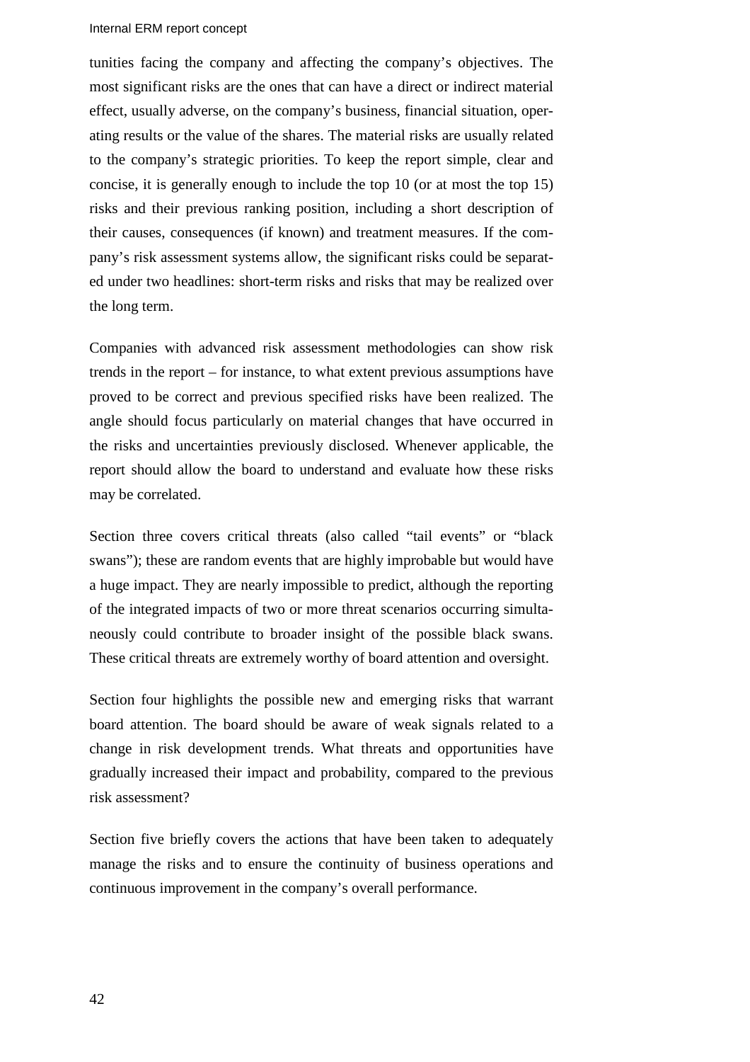tunities facing the company and affecting the company's objectives. The most significant risks are the ones that can have a direct or indirect material effect, usually adverse, on the company's business, financial situation, operating results or the value of the shares. The material risks are usually related to the company's strategic priorities. To keep the report simple, clear and concise, it is generally enough to include the top 10 (or at most the top 15) risks and their previous ranking position, including a short description of their causes, consequences (if known) and treatment measures. If the company's risk assessment systems allow, the significant risks could be separated under two headlines: short-term risks and risks that may be realized over the long term.

Companies with advanced risk assessment methodologies can show risk trends in the report – for instance, to what extent previous assumptions have proved to be correct and previous specified risks have been realized. The angle should focus particularly on material changes that have occurred in the risks and uncertainties previously disclosed. Whenever applicable, the report should allow the board to understand and evaluate how these risks may be correlated.

Section three covers critical threats (also called "tail events" or "black swans"); these are random events that are highly improbable but would have a huge impact. They are nearly impossible to predict, although the reporting of the integrated impacts of two or more threat scenarios occurring simultaneously could contribute to broader insight of the possible black swans. These critical threats are extremely worthy of board attention and oversight.

Section four highlights the possible new and emerging risks that warrant board attention. The board should be aware of weak signals related to a change in risk development trends. What threats and opportunities have gradually increased their impact and probability, compared to the previous risk assessment?

Section five briefly covers the actions that have been taken to adequately manage the risks and to ensure the continuity of business operations and continuous improvement in the company's overall performance.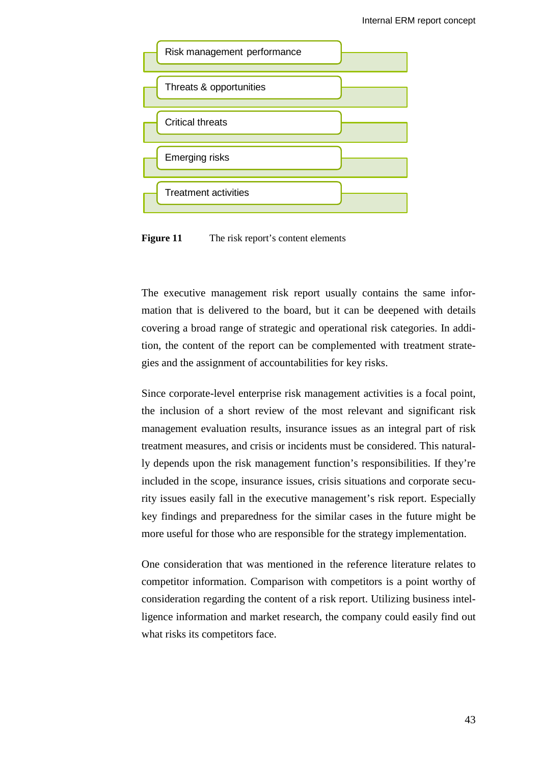Risk management performance

Threats & opportunities

Critical threats

Emerging risks

Treatment activities

**Figure 11** The risk report's content elements

The executive management risk report usually contains the same information that is delivered to the board, but it can be deepened with details covering a broad range of strategic and operational risk categories. In addition, the content of the report can be complemented with treatment strategies and the assignment of accountabilities for key risks.

Since corporate-level enterprise risk management activities is a focal point, the inclusion of a short review of the most relevant and significant risk management evaluation results, insurance issues as an integral part of risk treatment measures, and crisis or incidents must be considered. This naturally depends upon the risk management function's responsibilities. If they're included in the scope, insurance issues, crisis situations and corporate security issues easily fall in the executive management's risk report. Especially key findings and preparedness for the similar cases in the future might be more useful for those who are responsible for the strategy implementation.

One consideration that was mentioned in the reference literature relates to competitor information. Comparison with competitors is a point worthy of consideration regarding the content of a risk report. Utilizing business intelligence information and market research, the company could easily find out what risks its competitors face.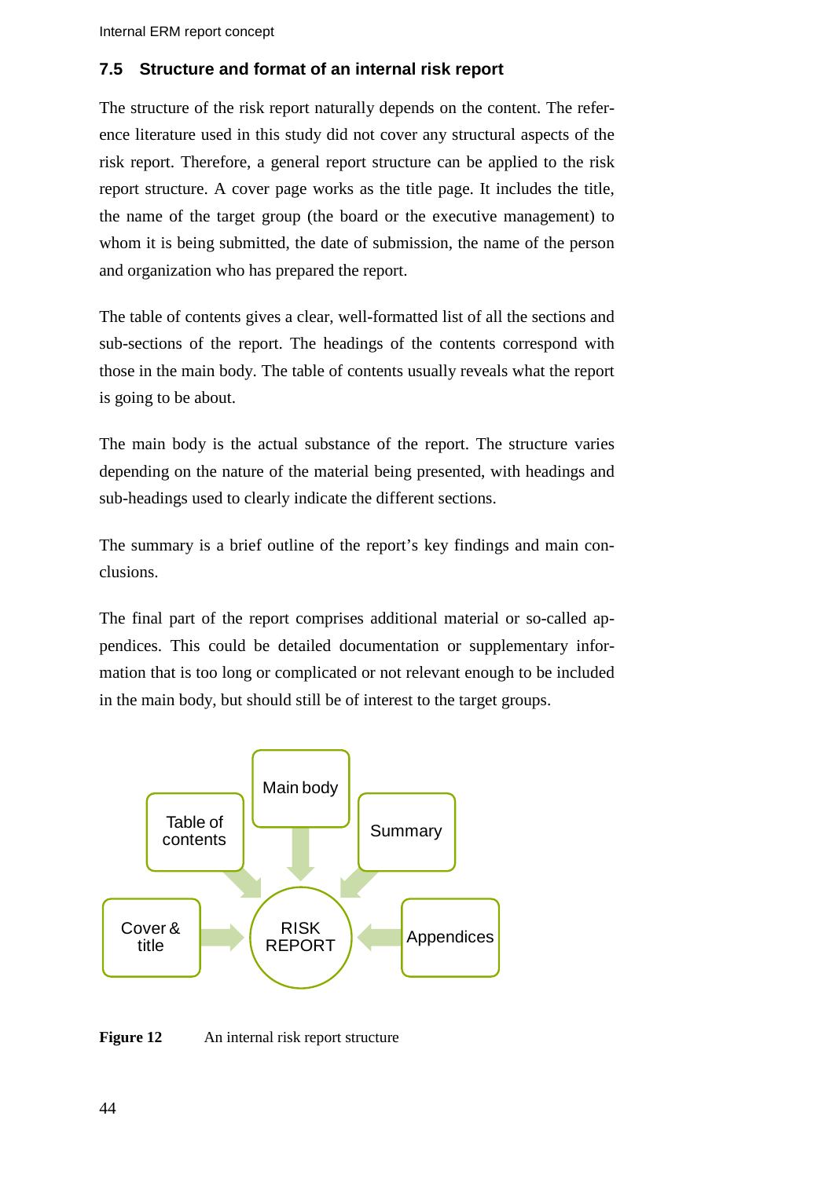## 7.5 Structure and format of an internal risk report

The structure of the risk report naturally depends on the content. The reference literature used in this study did not cover any structural aspects of the risk report. Therefore, a general report structure can be applied to the risk report structure. A cover page works as the title page. It includes the title, the name of the target group (the board or the executive management) to whom it is being submitted, the date of submission, the name of the person and organization who has prepared the report.

The table of contents gives a clear, well-formatted list of all the sections and sub-sections of the report. The headings of the contents correspond with those in the main body. The table of contents usually reveals what the report is going to be about.

The main body is the actual substance of the report. The structure varies depending on the nature of the material being presented, with headings and sub-headings used to clearly indicate the different sections.

The summary is a brief outline of the report's key findings and main conclusions.

The final part of the report comprises additional material or so-called appendices. This could be detailed documentation or supplementary information that is too long or complicated or not relevant enough to be included in the main body, but should still be of interest to the target groups.

Main body

Table of contents

Summary

Cover & title

RISK REPORT

Appendices

**Figure 12** An internal risk report structure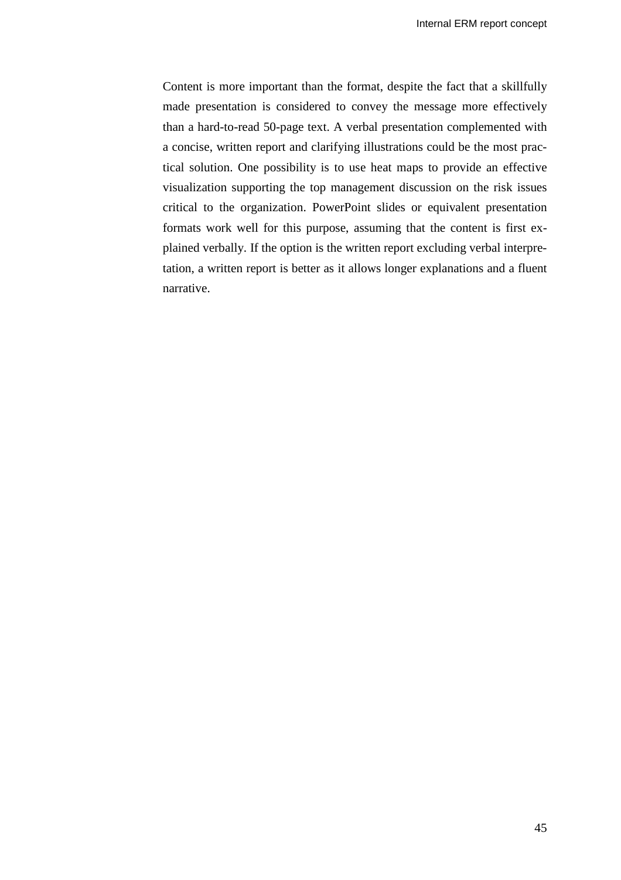Content is more important than the format, despite the fact that a skillfully made presentation is considered to convey the message more effectively than a hard-to-read 50-page text. A verbal presentation complemented with a concise, written report and clarifying illustrations could be the most practical solution. One possibility is to use heat maps to provide an effective visualization supporting the top management discussion on the risk issues critical to the organization. PowerPoint slides or equivalent presentation formats work well for this purpose, assuming that the content is first explained verbally. If the option is the written report excluding verbal interpretation, a written report is better as it allows longer explanations and a fluent narrative.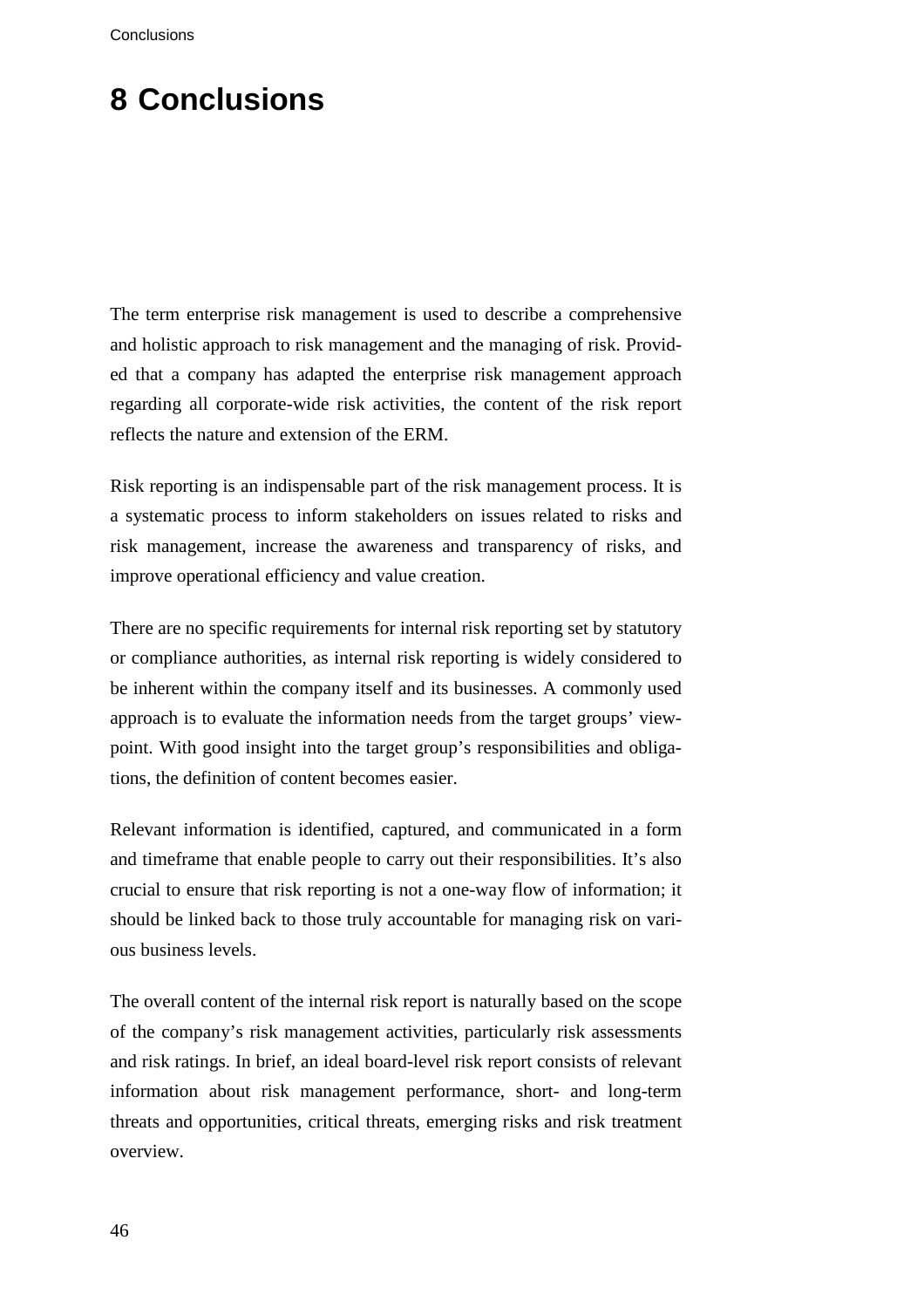# 8 Conclusions

The term enterprise risk management is used to describe a comprehensive and holistic approach to risk management and the managing of risk. Provided that a company has adapted the enterprise risk management approach regarding all corporate-wide risk activities, the content of the risk report reflects the nature and extension of the ERM.

Risk reporting is an indispensable part of the risk management process. It is a systematic process to inform stakeholders on issues related to risks and risk management, increase the awareness and transparency of risks, and improve operational efficiency and value creation.

There are no specific requirements for internal risk reporting set by statutory or compliance authorities, as internal risk reporting is widely considered to be inherent within the company itself and its businesses. A commonly used approach is to evaluate the information needs from the target groups' viewpoint. With good insight into the target group's responsibilities and obligations, the definition of content becomes easier.

Relevant information is identified, captured, and communicated in a form and timeframe that enable people to carry out their responsibilities. It's also crucial to ensure that risk reporting is not a one-way flow of information; it should be linked back to those truly accountable for managing risk on various business levels.

The overall content of the internal risk report is naturally based on the scope of the company's risk management activities, particularly risk assessments and risk ratings. In brief, an ideal board-level risk report consists of relevant information about risk management performance, short- and long-term threats and opportunities, critical threats, emerging risks and risk treatment overview.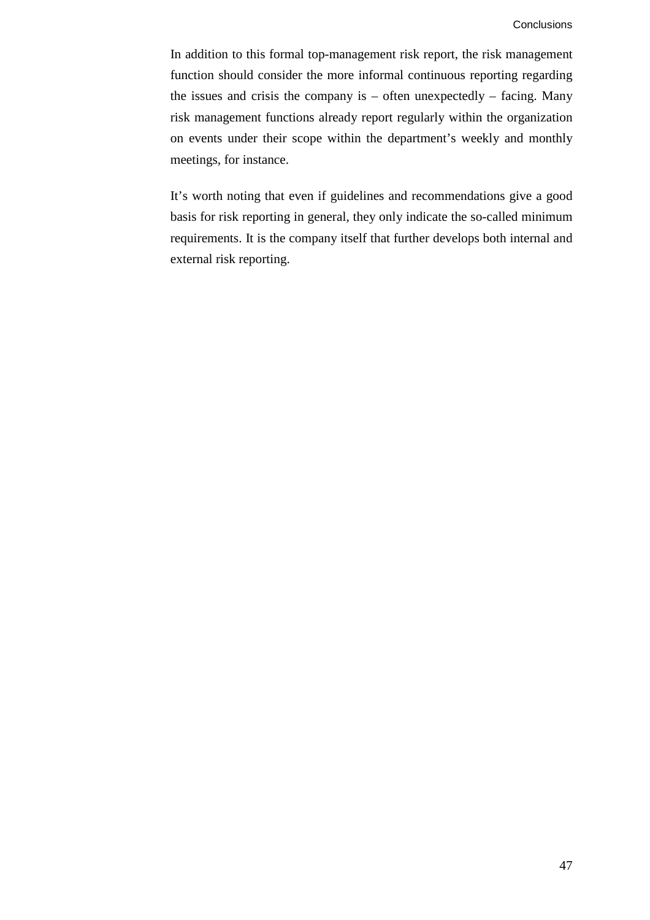In addition to this formal top-management risk report, the risk management function should consider the more informal continuous reporting regarding the issues and crisis the company is – often unexpectedly – facing. Many risk management functions already report regularly within the organization on events under their scope within the department's weekly and monthly meetings, for instance.

It's worth noting that even if guidelines and recommendations give a good basis for risk reporting in general, they only indicate the so-called minimum requirements. It is the company itself that further develops both internal and external risk reporting.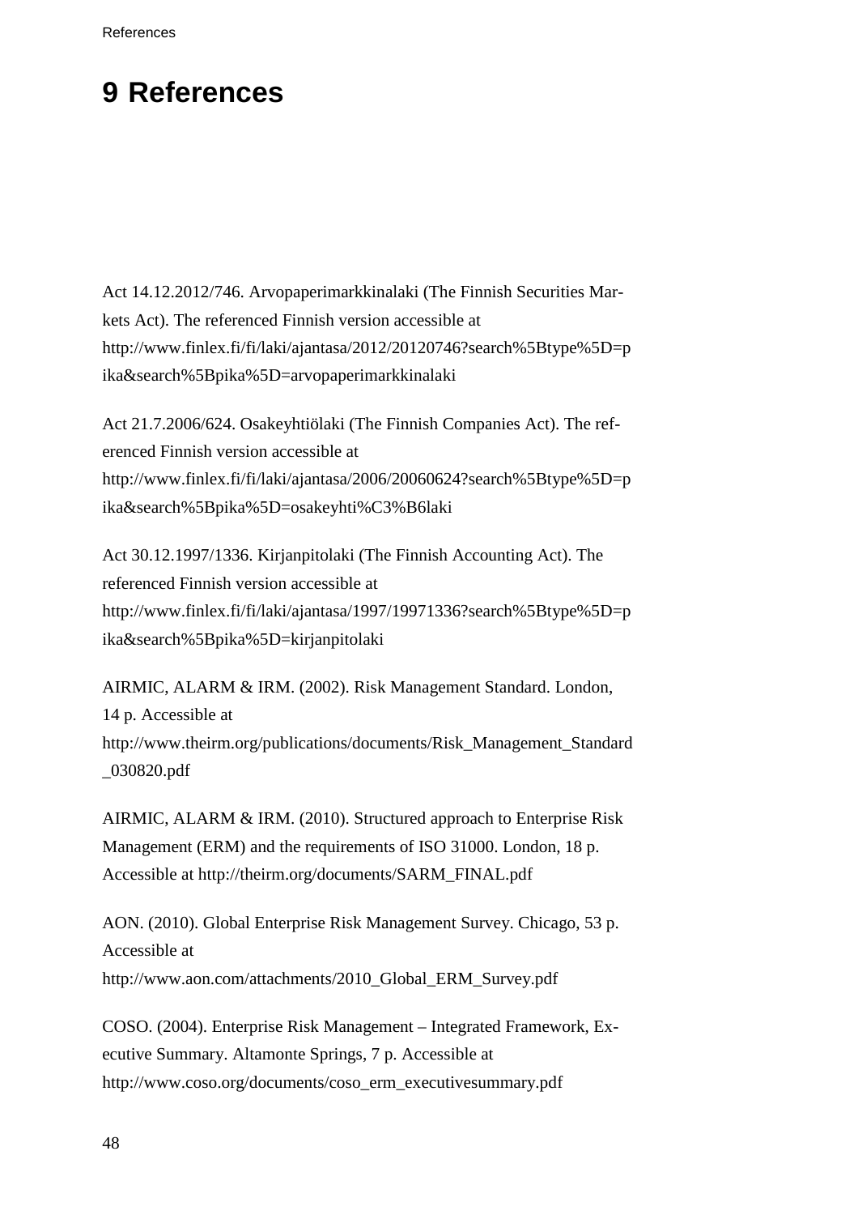# 9 References

Act 14.12.2012/746. Arvopaperimarkkinalaki (The Finnish Securities Markets Act). The referenced Finnish version accessible at http://www.finlex.fi/fi/laki/ajantasa/2012/20120746?search%5Btype%5D=pika&search%5Bpika%5D=arvopaperimarkkinalaki

Act 21.7.2006/624. Osakeyhtiölaki (The Finnish Companies Act). The referenced Finnish version accessible at http://www.finlex.fi/fi/laki/ajantasa/2006/20060624?search%5Btype%5D=pika&search%5Bpika%5D=osakeyhti%C3%B6laki

Act 30.12.1997/1336. Kirjanpitolaki (The Finnish Accounting Act). The referenced Finnish version accessible at http://www.finlex.fi/fi/laki/ajantasa/1997/19971336?search%5Btype%5D=pika&search%5Bpika%5D=kirjanpitolaki

AIRMIC, ALARM & IRM. (2002). Risk Management Standard. London, 14 p. Accessible at http://www.theirm.org/publications/documents/Risk_Management_Standard_030820.pdf

AIRMIC, ALARM & IRM. (2010). Structured approach to Enterprise Risk Management (ERM) and the requirements of ISO 31000. London, 18 p. Accessible at http://theirm.org/documents/SARM_FINAL.pdf

AON. (2010). Global Enterprise Risk Management Survey. Chicago, 53 p. Accessible at http://www.aon.com/attachments/2010_Global_ERM_Survey.pdf

COSO. (2004). Enterprise Risk Management – Integrated Framework, Executive Summary. Altamonte Springs, 7 p. Accessible at http://www.coso.org/documents/coso_erm_executivesummary.pdf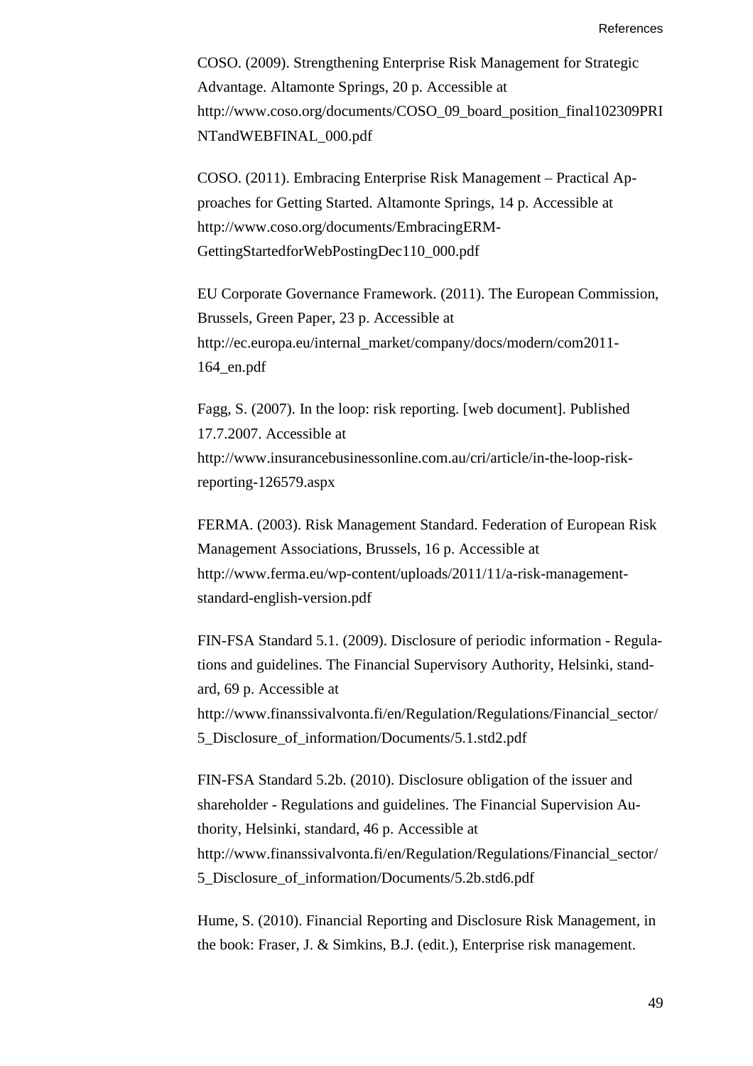COSO. (2009). Strengthening Enterprise Risk Management for Strategic Advantage. Altamonte Springs, 20 p. Accessible at http://www.coso.org/documents/COSO_09_board_position_final102309PRINTandWEBFINAL_000.pdf

COSO. (2011). Embracing Enterprise Risk Management – Practical Approaches for Getting Started. Altamonte Springs, 14 p. Accessible at http://www.coso.org/documents/EmbracingERM-GettingStartedforWebPostingDec110_000.pdf

EU Corporate Governance Framework. (2011). The European Commission, Brussels, Green Paper, 23 p. Accessible at http://ec.europa.eu/internal_market/company/docs/modern/com2011-164_en.pdf

Fagg, S. (2007). In the loop: risk reporting. [web document]. Published 17.7.2007. Accessible at http://www.insurancebusinessonline.com.au/cri/article/in-the-loop-risk-reporting-126579.aspx

FERMA. (2003). Risk Management Standard. Federation of European Risk Management Associations, Brussels, 16 p. Accessible at http://www.ferma.eu/wp-content/uploads/2011/11/a-risk-management-standard-english-version.pdf

FIN-FSA Standard 5.1. (2009). Disclosure of periodic information - Regulations and guidelines. The Financial Supervisory Authority, Helsinki, standard, 69 p. Accessible at http://www.finanssivalvonta.fi/en/Regulation/Regulations/Financial_sector/5_Disclosure_of_information/Documents/5.1.std2.pdf

FIN-FSA Standard 5.2b. (2010). Disclosure obligation of the issuer and shareholder - Regulations and guidelines. The Financial Supervision Authority, Helsinki, standard, 46 p. Accessible at http://www.finanssivalvonta.fi/en/Regulation/Regulations/Financial_sector/5_Disclosure_of_information/Documents/5.2b.std6.pdf

Hume, S. (2010). Financial Reporting and Disclosure Risk Management, in the book: Fraser, J. & Simkins, B.J. (edit.), Enterprise risk management.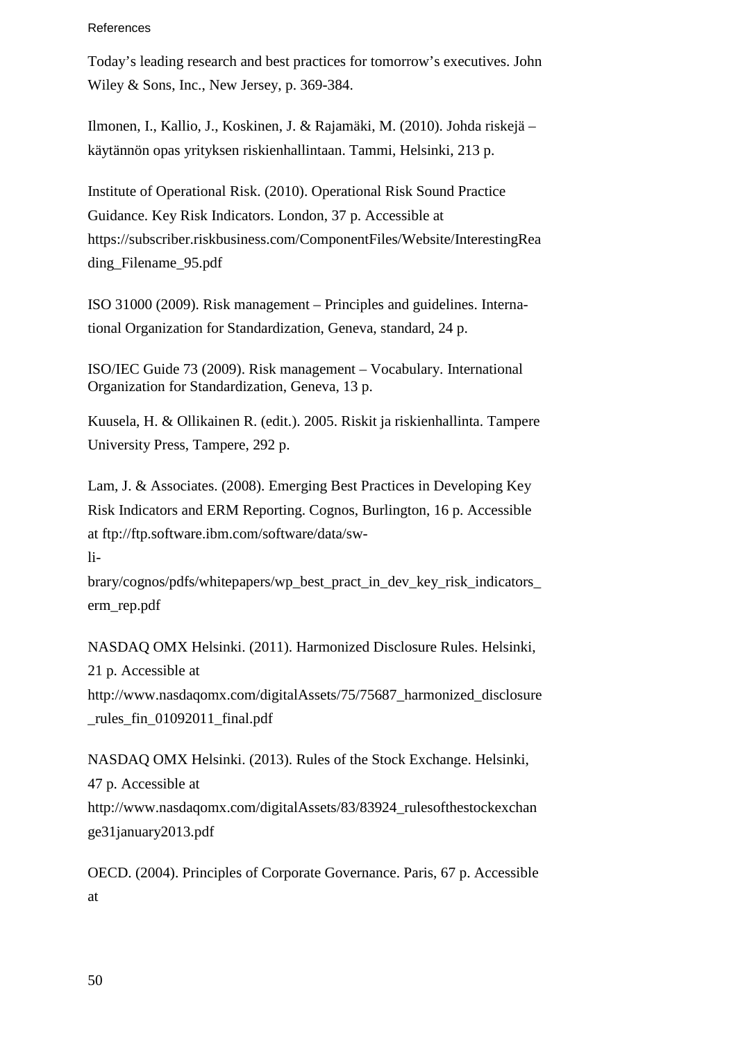Today's leading research and best practices for tomorrow's executives. John Wiley & Sons, Inc., New Jersey, p. 369-384.

Ilmonen, I., Kallio, J., Koskinen, J. & Rajamäki, M. (2010). Johda riskejä – käytännön opas yrityksen riskienhallintaan. Tammi, Helsinki, 213 p.

Institute of Operational Risk. (2010). Operational Risk Sound Practice Guidance. Key Risk Indicators. London, 37 p. Accessible at https://subscriber.riskbusiness.com/ComponentFiles/Website/InterestingReading_Filename_95.pdf

ISO 31000 (2009). Risk management – Principles and guidelines. International Organization for Standardization, Geneva, standard, 24 p.

ISO/IEC Guide 73 (2009). Risk management – Vocabulary. International Organization for Standardization, Geneva, 13 p.

Kuusela, H. & Ollikainen R. (edit.). 2005. Riskit ja riskienhallinta. Tampere University Press, Tampere, 292 p.

Lam, J. & Associates. (2008). Emerging Best Practices in Developing Key Risk Indicators and ERM Reporting. Cognos, Burlington, 16 p. Accessible at ftp://ftp.software.ibm.com/software/data/sw-library/cognos/pdfs/whitepapers/wp_best_pract_in_dev_key_risk_indicators_erm_rep.pdf

NASDAQ OMX Helsinki. (2011). Harmonized Disclosure Rules. Helsinki, 21 p. Accessible at http://www.nasdaqomx.com/digitalAssets/75/75687_harmonized_disclosure_rules_fin_01092011_final.pdf

NASDAQ OMX Helsinki. (2013). Rules of the Stock Exchange. Helsinki, 47 p. Accessible at http://www.nasdaqomx.com/digitalAssets/83/83924_rulesofthestockexchange31january2013.pdf

OECD. (2004). Principles of Corporate Governance. Paris, 67 p. Accessible at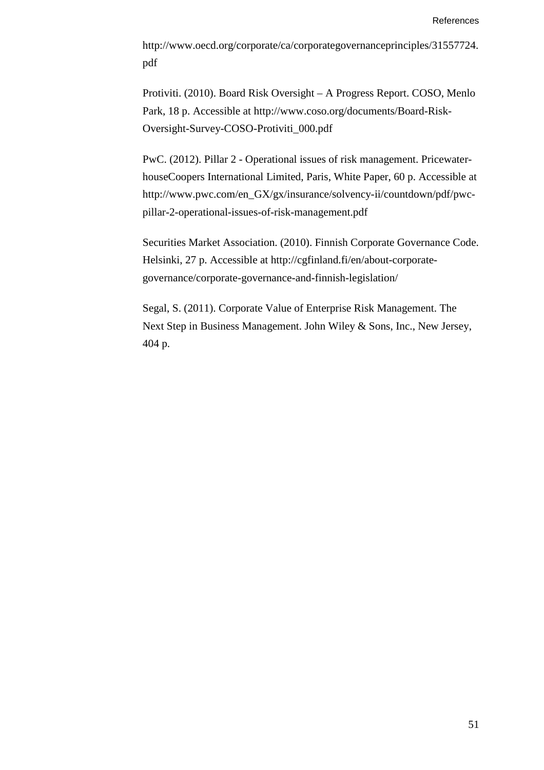http://www.oecd.org/corporate/ca/corporategovernanceprinciples/31557724.pdf

Protiviti. (2010). Board Risk Oversight – A Progress Report. COSO, Menlo Park, 18 p. Accessible at http://www.coso.org/documents/Board-Risk-Oversight-Survey-COSO-Protiviti_000.pdf

PwC. (2012). Pillar 2 - Operational issues of risk management. Pricewater-houseCoopers International Limited, Paris, White Paper, 60 p. Accessible at http://www.pwc.com/en_GX/gx/insurance/solvency-ii/countdown/pdf/pwc-pillar-2-operational-issues-of-risk-management.pdf

Securities Market Association. (2010). Finnish Corporate Governance Code. Helsinki, 27 p. Accessible at http://cgfinland.fi/en/about-corporate-governance/corporate-governance-and-finnish-legislation/

Segal, S. (2011). Corporate Value of Enterprise Risk Management. The Next Step in Business Management. John Wiley & Sons, Inc., New Jersey, 404 p.